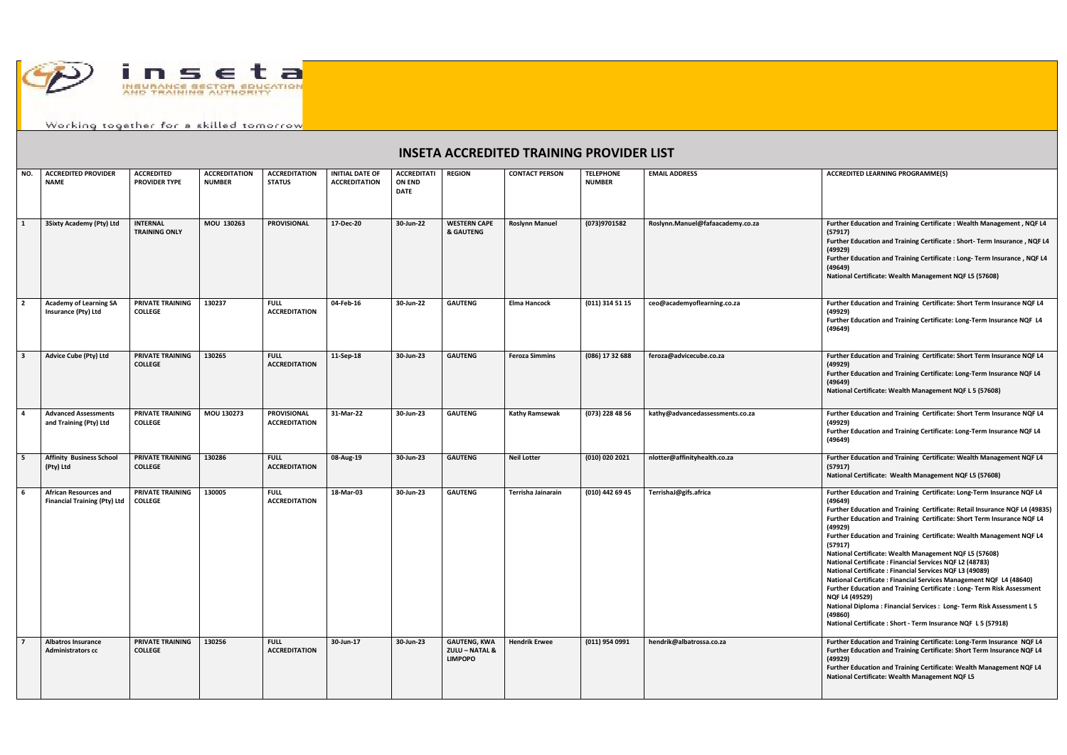inseta

INSURANCE SECTOR EDUCATION AND TRAINING AUTHORITY

Working together for a skilled tomorrow

# INSETA ACCREDITED TRAINING PROVIDER LIST

| NO. | ACCREDITED PROVIDER NAME | ACCREDITED PROVIDER TYPE | ACCREDITATION NUMBER | ACCREDITATION STATUS | INITIAL DATE OF ACCREDITATION | ACCREDITATION END DATE | REGION | CONTACT PERSON | TELEPHONE NUMBER | EMAIL ADDRESS | ACCREDITED LEARNING PROGRAMME(S) |
|---|---|---|---|---|---|---|---|---|---|---|---|
| 1 | 3Sixty Academy (Pty) Ltd | INTERNAL TRAINING ONLY | MOU 130263 | PROVISIONAL | 17-Dec-20 | 30-Jun-22 | WESTERN CAPE & GAUTENG | Roslynn Manuel | (073)9701582 | Roslynn.Manuel@fafaacademy.co.za | Further Education and Training Certificate : Wealth Management , NQF L4 (57917)<br>Further Education and Training Certificate : Short- Term Insurance , NQF L4 (49929)<br>Further Education and Training Certificate : Long- Term Insurance , NQF L4 (49649)<br>National Certificate: Wealth Management NQF L5 (57608) |
| 2 | Academy of Learning SA Insurance (Pty) Ltd | PRIVATE TRAINING COLLEGE | 130237 | FULL ACCREDITATION | 04-Feb-16 | 30-Jun-22 | GAUTENG | Elma Hancock | (011) 314 51 15 | ceo@academyoflearning.co.za | Further Education and Training Certificate: Short Term Insurance NQF L4 (49929)<br>Further Education and Training Certificate: Long-Term Insurance NQF L4 (49649) |
| 3 | Advice Cube (Pty) Ltd | PRIVATE TRAINING COLLEGE | 130265 | FULL ACCREDITATION | 11-Sep-18 | 30-Jun-23 | GAUTENG | Feroza Simmins | (086) 17 32 688 | feroza@advicecube.co.za | Further Education and Training Certificate: Short Term Insurance NQF L4 (49929)<br>Further Education and Training Certificate: Long-Term Insurance NQF L4 (49649)<br>National Certificate: Wealth Management NQF L 5 (57608) |
| 4 | Advanced Assessments and Training (Pty) Ltd | PRIVATE TRAINING COLLEGE | MOU 130273 | PROVISIONAL ACCREDITATION | 31-Mar-22 | 30-Jun-23 | GAUTENG | Kathy Ramsewak | (073) 228 48 56 | kathy@advancedassessments.co.za | Further Education and Training Certificate: Short Term Insurance NQF L4 (49929)<br>Further Education and Training Certificate: Long-Term Insurance NQF L4 (49649) |
| 5 | Affinity Business School (Pty) Ltd | PRIVATE TRAINING COLLEGE | 130286 | FULL ACCREDITATION | 08-Aug-19 | 30-Jun-23 | GAUTENG | Neil Lotter | (010) 020 2021 | nlotter@affinityhealth.co.za | Further Education and Training Certificate: Wealth Management NQF L4 (57917)<br>National Certificate: Wealth Management NQF L5 (57608) |
| 6 | African Resources and Financial Training (Pty) Ltd | PRIVATE TRAINING COLLEGE | 130005 | FULL ACCREDITATION | 18-Mar-03 | 30-Jun-23 | GAUTENG | Terrisha Jainarain | (010) 442 69 45 | TerrishaJ@gifs.africa | Further Education and Training Certificate: Long-Term Insurance NQF L4 (49649)<br>Further Education and Training Certificate: Retail Insurance NQF L4 (49835)<br>Further Education and Training Certificate: Short Term Insurance NQF L4 (49929)<br>Further Education and Training Certificate: Wealth Management NQF L4 (57917)<br>National Certificate: Wealth Management NQF L5 (57608)<br>National Certificate : Financial Services NQF L2 (48783)<br>National Certificate : Financial Services NQF L3 (49089)<br>National Certificate : Financial Services Management NQF L4 (48640)<br>Further Education and Training Certificate : Long- Term Risk Assessment NQF L4 (49529)<br>National Diploma : Financial Services : Long- Term Risk Assessment L 5 (49860)<br>National Certificate : Short - Term Insurance NQF L 5 (57918) |
| 7 | Albatros Insurance Administrators cc | PRIVATE TRAINING COLLEGE | 130256 | FULL ACCREDITATION | 30-Jun-17 | 30-Jun-23 | GAUTENG, KWA ZULU – NATAL & LIMPOPO | Hendrik Erwee | (011) 954 0991 | hendrik@albatrossa.co.za | Further Education and Training Certificate: Long-Term Insurance NQF L4<br>Further Education and Training Certificate: Short Term Insurance NQF L4 (49929)<br>Further Education and Training Certificate: Wealth Management NQF L4<br>National Certificate: Wealth Management NQF L5 |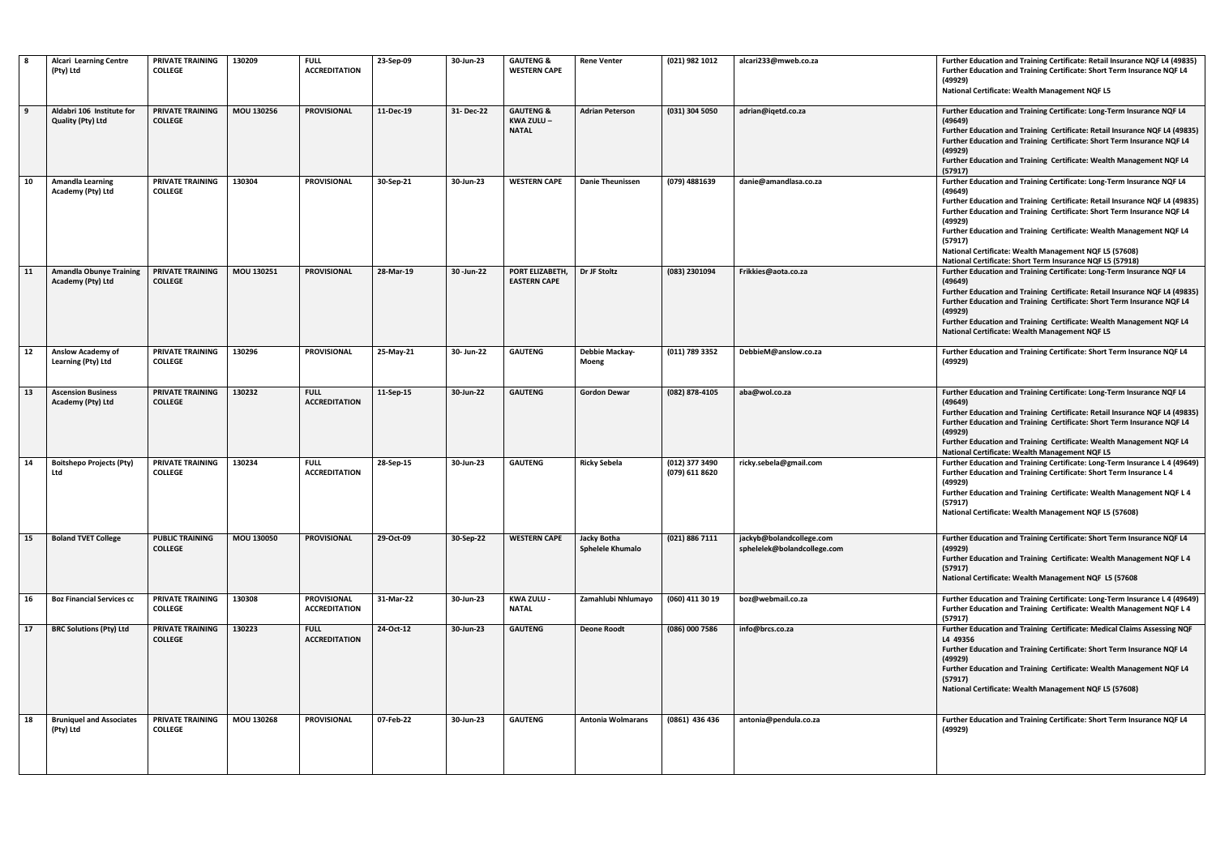| 8 | Alcari Learning Centre (Pty) Ltd | PRIVATE TRAINING COLLEGE | 130209 | FULL ACCREDITATION | 23-Sep-09 | 30-Jun-23 | GAUTENG & WESTERN CAPE | Rene Venter | (021) 982 1012 | alcari233@mweb.co.za | Further Education and Training Certificate: Retail Insurance NQF L4 (49835)<br>Further Education and Training Certificate: Short Term Insurance NQF L4 (49929)<br>National Certificate: Wealth Management NQF L5 |
|---|---|---|---|---|---|---|---|---|---|---|---|
| 9 | Aldabri 106 Institute for Quality (Pty) Ltd | PRIVATE TRAINING COLLEGE | MOU 130256 | PROVISIONAL | 11-Dec-19 | 31- Dec-22 | GAUTENG & KWA ZULU – NATAL | Adrian Peterson | (031) 304 5050 | adrian@iqetd.co.za | Further Education and Training Certificate: Long-Term Insurance NQF L4 (49649)<br>Further Education and Training Certificate: Retail Insurance NQF L4 (49835)<br>Further Education and Training Certificate: Short Term Insurance NQF L4 (49929)<br>Further Education and Training Certificate: Wealth Management NQF L4 (57917) |
| 10 | Amandla Learning Academy (Pty) Ltd | PRIVATE TRAINING COLLEGE | 130304 | PROVISIONAL | 30-Sep-21 | 30-Jun-23 | WESTERN CAPE | Danie Theunissen | (079) 4881639 | danie@amandlasa.co.za | Further Education and Training Certificate: Long-Term Insurance NQF L4 (49649)<br>Further Education and Training Certificate: Retail Insurance NQF L4 (49835)<br>Further Education and Training Certificate: Short Term Insurance NQF L4 (49929)<br>Further Education and Training Certificate: Wealth Management NQF L4 (57917)<br>National Certificate: Wealth Management NQF L5 (57608)<br>National Certificate: Short Term Insurance NQF L5 (57918) |
| 11 | Amandla Obunye Training Academy (Pty) Ltd | PRIVATE TRAINING COLLEGE | MOU 130251 | PROVISIONAL | 28-Mar-19 | 30 -Jun-22 | PORT ELIZABETH, EASTERN CAPE | Dr JF Stoltz | (083) 2301094 | Frikkies@aota.co.za | Further Education and Training Certificate: Long-Term Insurance NQF L4 (49649)<br>Further Education and Training Certificate: Retail Insurance NQF L4 (49835)<br>Further Education and Training Certificate: Short Term Insurance NQF L4 (49929)<br>Further Education and Training Certificate: Wealth Management NQF L4<br>National Certificate: Wealth Management NQF L5 |
| 12 | Anslow Academy of Learning (Pty) Ltd | PRIVATE TRAINING COLLEGE | 130296 | PROVISIONAL | 25-May-21 | 30- Jun-22 | GAUTENG | Debbie Mackay-Moeng | (011) 789 3352 | DebbieM@anslow.co.za | Further Education and Training Certificate: Short Term Insurance NQF L4 (49929) |
| 13 | Ascension Business Academy (Pty) Ltd | PRIVATE TRAINING COLLEGE | 130232 | FULL ACCREDITATION | 11-Sep-15 | 30-Jun-22 | GAUTENG | Gordon Dewar | (082) 878-4105 | aba@wol.co.za | Further Education and Training Certificate: Long-Term Insurance NQF L4 (49649)<br>Further Education and Training Certificate: Retail Insurance NQF L4 (49835)<br>Further Education and Training Certificate: Short Term Insurance NQF L4 (49929)<br>Further Education and Training Certificate: Wealth Management NQF L4<br>National Certificate: Wealth Management NQF L5 |
| 14 | Boitshepo Projects (Pty) Ltd | PRIVATE TRAINING COLLEGE | 130234 | FULL ACCREDITATION | 28-Sep-15 | 30-Jun-23 | GAUTENG | Ricky Sebela | (012) 377 3490<br>(079) 611 8620 | ricky.sebela@gmail.com | Further Education and Training Certificate: Long-Term Insurance L 4 (49649)<br>Further Education and Training Certificate: Short Term Insurance L 4 (49929)<br>Further Education and Training Certificate: Wealth Management NQF L 4 (57917)<br>National Certificate: Wealth Management NQF L5 (57608) |
| 15 | Boland TVET College | PUBLIC TRAINING COLLEGE | MOU 130050 | PROVISIONAL | 29-Oct-09 | 30-Sep-22 | WESTERN CAPE | Jacky Botha<br>Sphelele Khumalo | (021) 886 7111 | jackyb@bolandcollege.com<br>sphelelek@bolandcollege.com | Further Education and Training Certificate: Short Term Insurance NQF L4 (49929)<br>Further Education and Training Certificate: Wealth Management NQF L 4 (57917)<br>National Certificate: Wealth Management NQF L5 (57608 |
| 16 | Boz Financial Services cc | PRIVATE TRAINING COLLEGE | 130308 | PROVISIONAL ACCREDITATION | 31-Mar-22 | 30-Jun-23 | KWA ZULU - NATAL | Zamahlubi Nhlumayo | (060) 411 30 19 | boz@webmail.co.za | Further Education and Training Certificate: Long-Term Insurance L 4 (49649)<br>Further Education and Training Certificate: Wealth Management NQF L 4 (57917) |
| 17 | BRC Solutions (Pty) Ltd | PRIVATE TRAINING COLLEGE | 130223 | FULL ACCREDITATION | 24-Oct-12 | 30-Jun-23 | GAUTENG | Deone Roodt | (086) 000 7586 | info@brcs.co.za | Further Education and Training Certificate: Medical Claims Assessing NQF L4 49356<br>Further Education and Training Certificate: Short Term Insurance NQF L4 (49929)<br>Further Education and Training Certificate: Wealth Management NQF L4 (57917)<br>National Certificate: Wealth Management NQF L5 (57608) |
| 18 | Bruniquel and Associates (Pty) Ltd | PRIVATE TRAINING COLLEGE | MOU 130268 | PROVISIONAL | 07-Feb-22 | 30-Jun-23 | GAUTENG | Antonia Wolmarans | (0861) 436 436 | antonia@pendula.co.za | Further Education and Training Certificate: Short Term Insurance NQF L4 (49929) |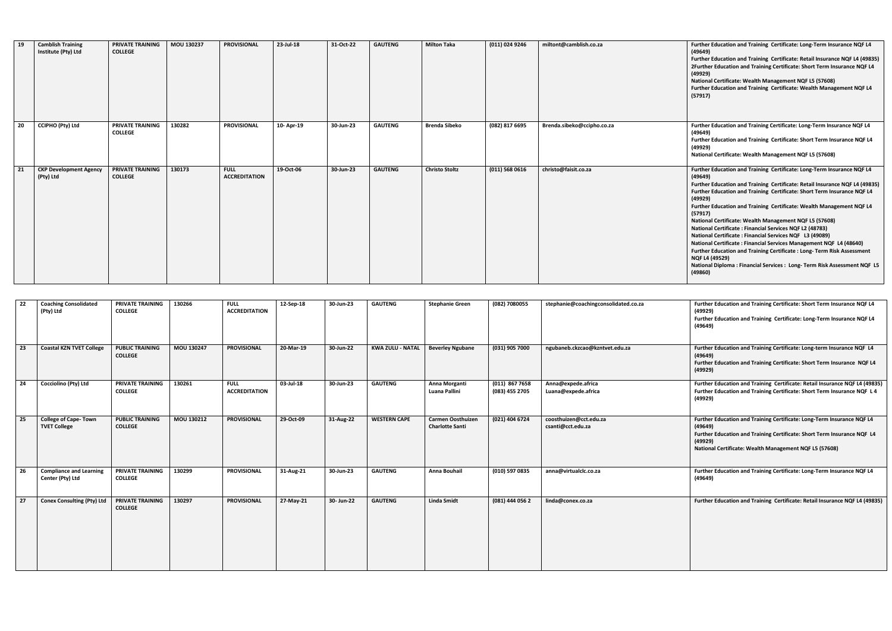| 19 | Camblish Training Institute (Pty) Ltd | PRIVATE TRAINING COLLEGE | MOU 130237 | PROVISIONAL | 23-Jul-18 | 31-Oct-22 | GAUTENG | Milton Taka | (011) 024 9246 | miltont@camblish.co.za | Further Education and Training Certificate: Long-Term Insurance NQF L4 (49649)<br>Further Education and Training Certificate: Retail Insurance NQF L4 (49835)<br>2Further Education and Training Certificate: Short Term Insurance NQF L4 (49929)<br>National Certificate: Wealth Management NQF L5 (57608)<br>Further Education and Training Certificate: Wealth Management NQF L4 (57917) |
|---|---|---|---|---|---|---|---|---|---|---|---|
| 20 | CCIPHO (Pty) Ltd | PRIVATE TRAINING COLLEGE | 130282 | PROVISIONAL | 10- Apr-19 | 30-Jun-23 | GAUTENG | Brenda Sibeko | (082) 817 6695 | Brenda.sibeko@ccipho.co.za | Further Education and Training Certificate: Long-Term Insurance NQF L4 (49649)<br>Further Education and Training Certificate: Short Term Insurance NQF L4 (49929)<br>National Certificate: Wealth Management NQF L5 (57608) |
| 21 | CKP Development Agency (Pty) Ltd | PRIVATE TRAINING COLLEGE | 130173 | FULL ACCREDITATION | 19-Oct-06 | 30-Jun-23 | GAUTENG | Christo Stoltz | (011) 568 0616 | christo@faisit.co.za | Further Education and Training Certificate: Long-Term Insurance NQF L4 (49649)<br>Further Education and Training Certificate: Retail Insurance NQF L4 (49835)<br>Further Education and Training Certificate: Short Term Insurance NQF L4 (49929)<br>Further Education and Training Certificate: Wealth Management NQF L4 (57917)<br>National Certificate: Wealth Management NQF L5 (57608)<br>National Certificate : Financial Services NQF L2 (48783)<br>National Certificate : Financial Services NQF L3 (49089)<br>National Certificate : Financial Services Management NQF L4 (48640)<br>Further Education and Training Certificate : Long- Term Risk Assessment NQF L4 (49529)<br>National Diploma : Financial Services : Long- Term Risk Assessment NQF L5 (49860) |
| 22 | Coaching Consolidated (Pty) Ltd | PRIVATE TRAINING COLLEGE | 130266 | FULL ACCREDITATION | 12-Sep-18 | 30-Jun-23 | GAUTENG | Stephanie Green | (082) 7080055 | stephanie@coachingconsolidated.co.za | Further Education and Training Certificate: Short Term Insurance NQF L4 (49929)<br>Further Education and Training Certificate: Long-Term Insurance NQF L4 (49649) |
| 23 | Coastal KZN TVET College | PUBLIC TRAINING COLLEGE | MOU 130247 | PROVISIONAL | 20-Mar-19 | 30-Jun-22 | KWA ZULU - NATAL | Beverley Ngubane | (031) 905 7000 | ngubaneb.ckzcao@kzntvet.edu.za | Further Education and Training Certificate: Long-term Insurance NQF L4 (49649)<br>Further Education and Training Certificate: Short Term Insurance NQF L4 (49929) |
| 24 | Cocciolino (Pty) Ltd | PRIVATE TRAINING COLLEGE | 130261 | FULL ACCREDITATION | 03-Jul-18 | 30-Jun-23 | GAUTENG | Anna Morganti<br>Luana Pallini | (011) 867 7658<br>(083) 455 2705 | Anna@expede.africa<br>Luana@expede.africa | Further Education and Training Certificate: Retail Insurance NQF L4 (49835)<br>Further Education and Training Certificate: Short Term Insurance NQF L 4 (49929) |
| 25 | College of Cape- Town TVET College | PUBLIC TRAINING COLLEGE | MOU 130212 | PROVISIONAL | 29-Oct-09 | 31-Aug-22 | WESTERN CAPE | Carmen Oosthuizen<br>Charlotte Santi | (021) 404 6724 | coosthuizen@cct.edu.za<br>csanti@cct.edu.za | Further Education and Training Certificate: Long-Term Insurance NQF L4 (49649)<br>Further Education and Training Certificate: Short Term Insurance NQF L4 (49929)<br>National Certificate: Wealth Management NQF L5 (57608) |
| 26 | Compliance and Learning Center (Pty) Ltd | PRIVATE TRAINING COLLEGE | 130299 | PROVISIONAL | 31-Aug-21 | 30-Jun-23 | GAUTENG | Anna Bouhail | (010) 597 0835 | anna@virtualclc.co.za | Further Education and Training Certificate: Long-Term Insurance NQF L4 (49649) |
| 27 | Conex Consulting (Pty) Ltd | PRIVATE TRAINING COLLEGE | 130297 | PROVISIONAL | 27-May-21 | 30- Jun-22 | GAUTENG | Linda Smidt | (081) 444 056 2 | linda@conex.co.za | Further Education and Training Certificate: Retail Insurance NQF L4 (49835) |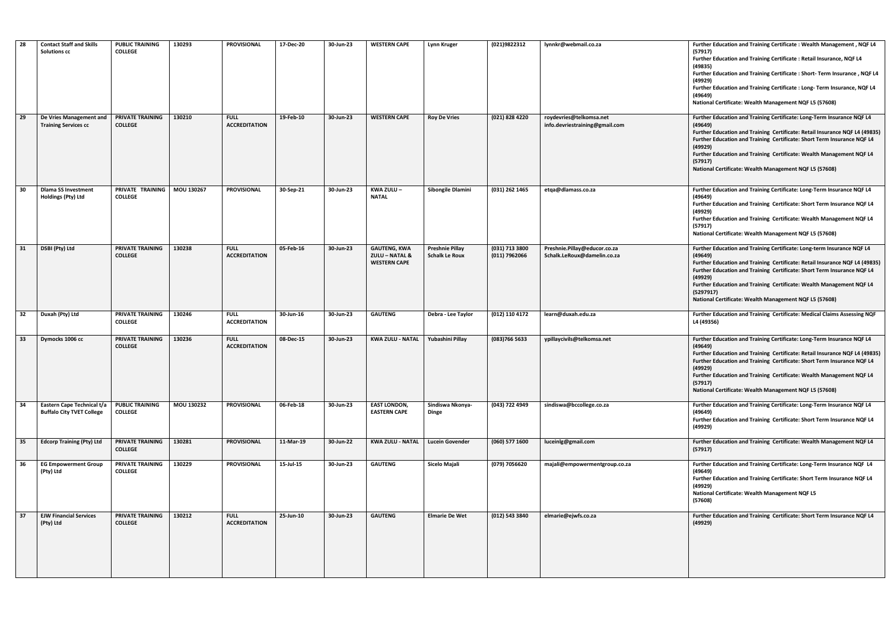| 28 | Contact Staff and Skills Solutions cc | PUBLIC TRAINING COLLEGE | 130293 | PROVISIONAL | 17-Dec-20 | 30-Jun-23 | WESTERN CAPE | Lynn Kruger | (021)9822312 | lynnkr@webmail.co.za | Further Education and Training Certificate : Wealth Management , NQF L4 (57917)<br>Further Education and Training Certificate : Retail Insurance, NQF L4 (49835)<br>Further Education and Training Certificate : Short- Term Insurance , NQF L4 (49929)<br>Further Education and Training Certificate : Long- Term Insurance, NQF L4 (49649)<br>National Certificate: Wealth Management NQF L5 (57608) |
|---|---|---|---|---|---|---|---|---|---|---|---|
| 29 | De Vries Management and Training Services cc | PRIVATE TRAINING COLLEGE | 130210 | FULL ACCREDITATION | 19-Feb-10 | 30-Jun-23 | WESTERN CAPE | Roy De Vries | (021) 828 4220 | roydevries@telkomsa.net<br>info.devriestraining@gmail.com | Further Education and Training Certificate: Long-Term Insurance NQF L4 (49649)<br>Further Education and Training Certificate: Retail Insurance NQF L4 (49835)<br>Further Education and Training Certificate: Short Term Insurance NQF L4 (49929)<br>Further Education and Training Certificate: Wealth Management NQF L4 (57917)<br>National Certificate: Wealth Management NQF L5 (57608) |
| 30 | Dlama SS Investment Holdings (Pty) Ltd | PRIVATE TRAINING COLLEGE | MOU 130267 | PROVISIONAL | 30-Sep-21 | 30-Jun-23 | KWA ZULU – NATAL | Sibongile Dlamini | (031) 262 1465 | etqa@dlamass.co.za | Further Education and Training Certificate: Long-Term Insurance NQF L4 (49649)<br>Further Education and Training Certificate: Short Term Insurance NQF L4 (49929)<br>Further Education and Training Certificate: Wealth Management NQF L4 (57917)<br>National Certificate: Wealth Management NQF L5 (57608) |
| 31 | DSBI (Pty) Ltd | PRIVATE TRAINING COLLEGE | 130238 | FULL ACCREDITATION | 05-Feb-16 | 30-Jun-23 | GAUTENG, KWA ZULU – NATAL & WESTERN CAPE | Preshnie Pillay<br>Schalk Le Roux | (031) 713 3800<br>(011) 7962066 | Preshnie.Pillay@educor.co.za<br>Schalk.LeRoux@damelin.co.za | Further Education and Training Certificate: Long-term Insurance NQF L4 (49649)<br>Further Education and Training Certificate: Retail Insurance NQF L4 (49835)<br>Further Education and Training Certificate: Short Term Insurance NQF L4 (49929)<br>Further Education and Training Certificate: Wealth Management NQF L4 (5297917)<br>National Certificate: Wealth Management NQF L5 (57608) |
| 32 | Duxah (Pty) Ltd | PRIVATE TRAINING COLLEGE | 130246 | FULL ACCREDITATION | 30-Jun-16 | 30-Jun-23 | GAUTENG | Debra - Lee Taylor | (012) 110 4172 | learn@duxah.edu.za | Further Education and Training Certificate: Medical Claims Assessing NQF L4 (49356) |
| 33 | Dymocks 1006 cc | PRIVATE TRAINING COLLEGE | 130236 | FULL ACCREDITATION | 08-Dec-15 | 30-Jun-23 | KWA ZULU - NATAL | Yubashini Pillay | (083)766 5633 | ypillaycivils@telkomsa.net | Further Education and Training Certificate: Long-Term Insurance NQF L4 (49649)<br>Further Education and Training Certificate: Retail Insurance NQF L4 (49835)<br>Further Education and Training Certificate: Short Term Insurance NQF L4 (49929)<br>Further Education and Training Certificate: Wealth Management NQF L4 (57917)<br>National Certificate: Wealth Management NQF L5 (57608) |
| 34 | Eastern Cape Technical t/a Buffalo City TVET College | PUBLIC TRAINING COLLEGE | MOU 130232 | PROVISIONAL | 06-Feb-18 | 30-Jun-23 | EAST LONDON, EASTERN CAPE | Sindiswa Nkonya-Dinge | (043) 722 4949 | sindiswa@bccollege.co.za | Further Education and Training Certificate: Long-Term Insurance NQF L4 (49649)<br>Further Education and Training Certificate: Short Term Insurance NQF L4 (49929) |
| 35 | Edcorp Training (Pty) Ltd | PRIVATE TRAINING COLLEGE | 130281 | PROVISIONAL | 11-Mar-19 | 30-Jun-22 | KWA ZULU - NATAL | Lucein Govender | (060) 577 1600 | luceinlg@gmail.com | Further Education and Training Certificate: Wealth Management NQF L4 (57917) |
| 36 | EG Empowerment Group (Pty) Ltd | PRIVATE TRAINING COLLEGE | 130229 | PROVISIONAL | 15-Jul-15 | 30-Jun-23 | GAUTENG | Sicelo Majali | (079) 7056620 | majali@empowermentgroup.co.za | Further Education and Training Certificate: Long-Term Insurance NQF L4 (49649)<br>Further Education and Training Certificate: Short Term Insurance NQF L4 (49929)<br>National Certificate: Wealth Management NQF L5 (57608) |
| 37 | EJW Financial Services (Pty) Ltd | PRIVATE TRAINING COLLEGE | 130212 | FULL ACCREDITATION | 25-Jun-10 | 30-Jun-23 | GAUTENG | Elmarie De Wet | (012) 543 3840 | elmarie@ejwfs.co.za | Further Education and Training Certificate: Short Term Insurance NQF L4 (49929) |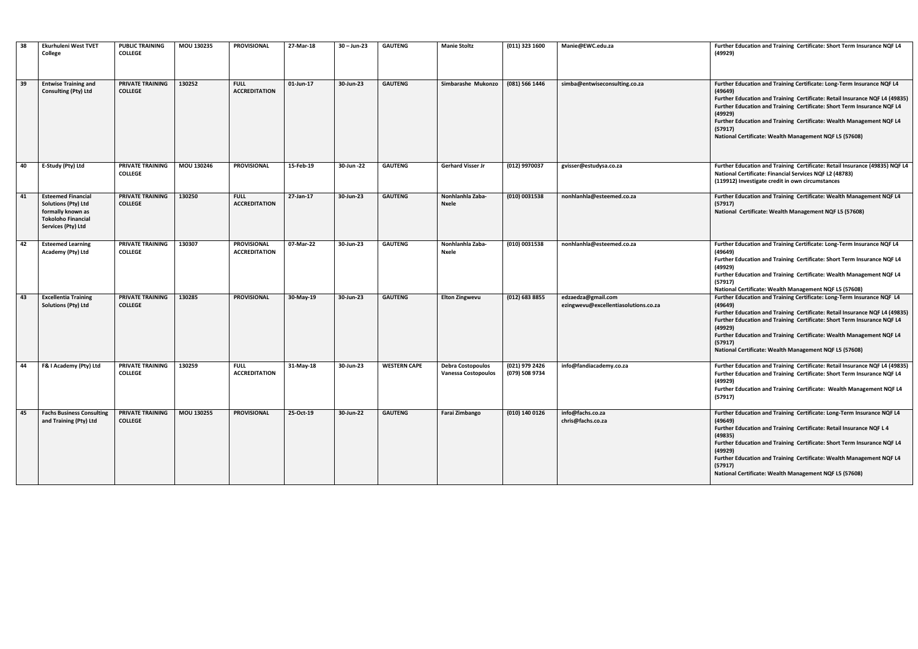| 38 | Ekurhuleni West TVET College | PUBLIC TRAINING COLLEGE | MOU 130235 | PROVISIONAL | 27-Mar-18 | 30 – Jun-23 | GAUTENG | Manie Stoltz | (011) 323 1600 | Manie@EWC.edu.za | Further Education and Training Certificate: Short Term Insurance NQF L4 (49929) |
|---|---|---|---|---|---|---|---|---|---|---|---|
| 39 | Entwise Training and Consulting (Pty) Ltd | PRIVATE TRAINING COLLEGE | 130252 | FULL ACCREDITATION | 01-Jun-17 | 30-Jun-23 | GAUTENG | Simbarashe Mukonzo | (081) 566 1446 | simba@entwiseconsulting.co.za | Further Education and Training Certificate: Long-Term Insurance NQF L4 (49649)<br>Further Education and Training Certificate: Retail Insurance NQF L4 (49835)<br>Further Education and Training Certificate: Short Term Insurance NQF L4 (49929)<br>Further Education and Training Certificate: Wealth Management NQF L4 (57917)<br>National Certificate: Wealth Management NQF L5 (57608) |
| 40 | E-Study (Pty) Ltd | PRIVATE TRAINING COLLEGE | MOU 130246 | PROVISIONAL | 15-Feb-19 | 30-Jun -22 | GAUTENG | Gerhard Visser Jr | (012) 9970037 | gvisser@estudysa.co.za | Further Education and Training Certificate: Retail Insurance (49835) NQF L4<br>National Certificate: Financial Services NQF L2 (48783)<br>(119912) Investigate credit in own circumstances |
| 41 | Esteemed Financial Solutions (Pty) Ltd formally known as Tokoloho Financial Services (Pty) Ltd | PRIVATE TRAINING COLLEGE | 130250 | FULL ACCREDITATION | 27-Jan-17 | 30-Jun-23 | GAUTENG | Nonhlanhla Zaba-Nxele | (010) 0031538 | nonhlanhla@esteemed.co.za | Further Education and Training Certificate: Wealth Management NQF L4 (57917)<br>National Certificate: Wealth Management NQF L5 (57608) |
| 42 | Esteemed Learning Academy (Pty) Ltd | PRIVATE TRAINING COLLEGE | 130307 | PROVISIONAL ACCREDITATION | 07-Mar-22 | 30-Jun-23 | GAUTENG | Nonhlanhla Zaba-Nxele | (010) 0031538 | nonhlanhla@esteemed.co.za | Further Education and Training Certificate: Long-Term Insurance NQF L4 (49649)<br>Further Education and Training Certificate: Short Term Insurance NQF L4 (49929)<br>Further Education and Training Certificate: Wealth Management NQF L4 (57917)<br>National Certificate: Wealth Management NQF L5 (57608) |
| 43 | Excellentia Training Solutions (Pty) Ltd | PRIVATE TRAINING COLLEGE | 130285 | PROVISIONAL | 30-May-19 | 30-Jun-23 | GAUTENG | Elton Zingwevu | (012) 683 8855 | edzaedza@gmail.com<br>ezingwevu@excellentiasolutions.co.za | Further Education and Training Certificate: Long-Term Insurance NQF L4 (49649)<br>Further Education and Training Certificate: Retail Insurance NQF L4 (49835)<br>Further Education and Training Certificate: Short Term Insurance NQF L4 (49929)<br>Further Education and Training Certificate: Wealth Management NQF L4 (57917)<br>National Certificate: Wealth Management NQF L5 (57608) |
| 44 | F& I Academy (Pty) Ltd | PRIVATE TRAINING COLLEGE | 130259 | FULL ACCREDITATION | 31-May-18 | 30-Jun-23 | WESTERN CAPE | Debra Costopoulos<br>Vanessa Costopoulos | (021) 979 2426<br>(079) 508 9734 | info@fandiacademy.co.za | Further Education and Training Certificate: Retail Insurance NQF L4 (49835)<br>Further Education and Training Certificate: Short Term Insurance NQF L4 (49929)<br>Further Education and Training Certificate: Wealth Management NQF L4 (57917) |
| 45 | Fachs Business Consulting and Training (Pty) Ltd | PRIVATE TRAINING COLLEGE | MOU 130255 | PROVISIONAL | 25-Oct-19 | 30-Jun-22 | GAUTENG | Farai Zimbango | (010) 140 0126 | info@fachs.co.za<br>chris@fachs.co.za | Further Education and Training Certificate: Long-Term Insurance NQF L4 (49649)<br>Further Education and Training Certificate: Retail Insurance NQF L 4 (49835)<br>Further Education and Training Certificate: Short Term Insurance NQF L4 (49929)<br>Further Education and Training Certificate: Wealth Management NQF L4 (57917)<br>National Certificate: Wealth Management NQF L5 (57608) |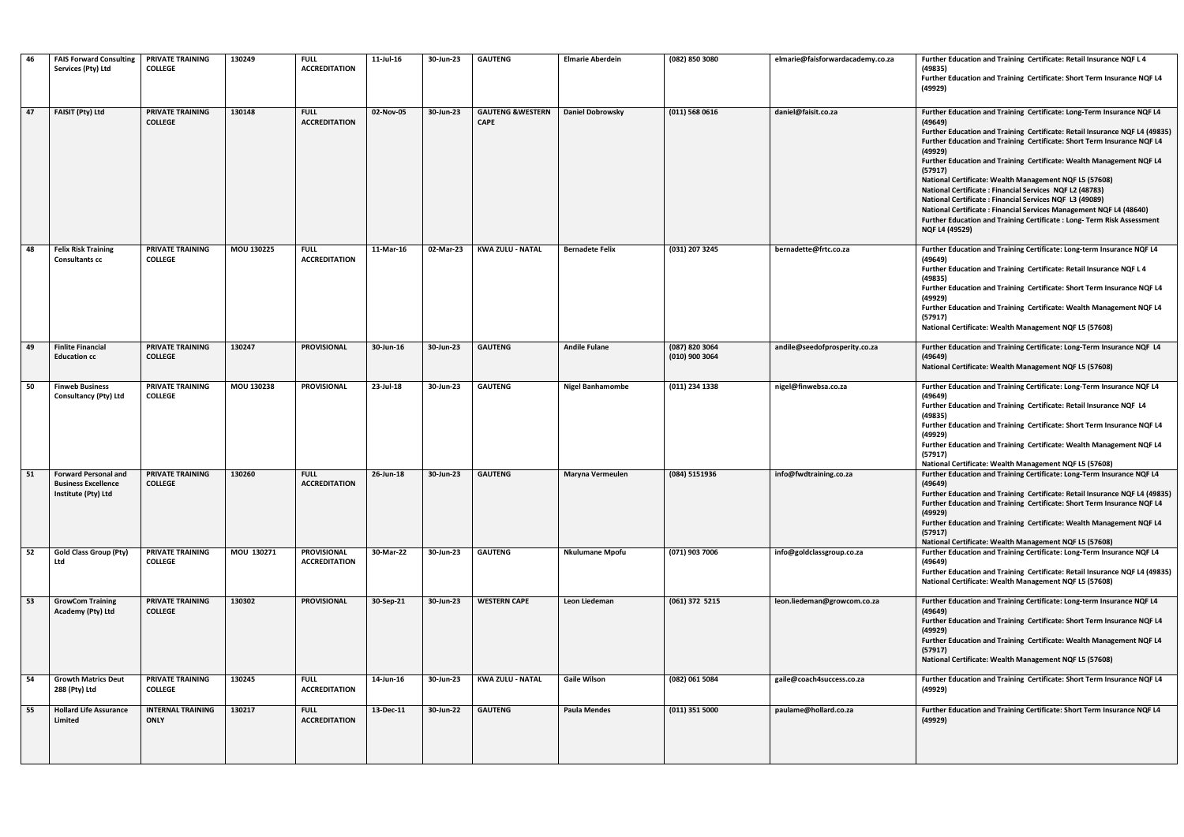| 46 | FAIS Forward Consulting Services (Pty) Ltd | PRIVATE TRAINING COLLEGE | 130249 | FULL ACCREDITATION | 11-Jul-16 | 30-Jun-23 | GAUTENG | Elmarie Aberdein | (082) 850 3080 | elmarie@faisforwardacademy.co.za | Further Education and Training Certificate: Retail Insurance NQF L 4 (49835)<br>Further Education and Training Certificate: Short Term Insurance NQF L4 (49929) |
|---|---|---|---|---|---|---|---|---|---|---|---|
| 47 | FAISIT (Pty) Ltd | PRIVATE TRAINING COLLEGE | 130148 | FULL ACCREDITATION | 02-Nov-05 | 30-Jun-23 | GAUTENG &WESTERN CAPE | Daniel Dobrowsky | (011) 568 0616 | daniel@faisit.co.za | Further Education and Training Certificate: Long-Term Insurance NQF L4 (49649)<br>Further Education and Training Certificate: Retail Insurance NQF L4 (49835)<br>Further Education and Training Certificate: Short Term Insurance NQF L4 (49929)<br>Further Education and Training Certificate: Wealth Management NQF L4 (57917)<br>National Certificate: Wealth Management NQF L5 (57608)<br>National Certificate : Financial Services NQF L2 (48783)<br>National Certificate : Financial Services NQF L3 (49089)<br>National Certificate : Financial Services Management NQF L4 (48640)<br>Further Education and Training Certificate : Long- Term Risk Assessment NQF L4 (49529) |
| 48 | Felix Risk Training Consultants cc | PRIVATE TRAINING COLLEGE | MOU 130225 | FULL ACCREDITATION | 11-Mar-16 | 02-Mar-23 | KWA ZULU - NATAL | Bernadete Felix | (031) 207 3245 | bernadette@frtc.co.za | Further Education and Training Certificate: Long-term Insurance NQF L4 (49649)<br>Further Education and Training Certificate: Retail Insurance NQF L 4 (49835)<br>Further Education and Training Certificate: Short Term Insurance NQF L4 (49929)<br>Further Education and Training Certificate: Wealth Management NQF L4 (57917)<br>National Certificate: Wealth Management NQF L5 (57608) |
| 49 | Finlite Financial Education cc | PRIVATE TRAINING COLLEGE | 130247 | PROVISIONAL | 30-Jun-16 | 30-Jun-23 | GAUTENG | Andile Fulane | (087) 820 3064<br>(010) 900 3064 | andile@seedofprosperity.co.za | Further Education and Training Certificate: Long-Term Insurance NQF L4 (49649)<br>National Certificate: Wealth Management NQF L5 (57608) |
| 50 | Finweb Business Consultancy (Pty) Ltd | PRIVATE TRAINING COLLEGE | MOU 130238 | PROVISIONAL | 23-Jul-18 | 30-Jun-23 | GAUTENG | Nigel Banhamombe | (011) 234 1338 | nigel@finwebsa.co.za | Further Education and Training Certificate: Long-Term Insurance NQF L4 (49649)<br>Further Education and Training Certificate: Retail Insurance NQF L4 (49835)<br>Further Education and Training Certificate: Short Term Insurance NQF L4 (49929)<br>Further Education and Training Certificate: Wealth Management NQF L4 (57917)<br>National Certificate: Wealth Management NQF L5 (57608) |
| 51 | Forward Personal and Business Excellence Institute (Pty) Ltd | PRIVATE TRAINING COLLEGE | 130260 | FULL ACCREDITATION | 26-Jun-18 | 30-Jun-23 | GAUTENG | Maryna Vermeulen | (084) 5151936 | info@fwdtraining.co.za | Further Education and Training Certificate: Long-Term Insurance NQF L4 (49649)<br>Further Education and Training Certificate: Retail Insurance NQF L4 (49835)<br>Further Education and Training Certificate: Short Term Insurance NQF L4 (49929)<br>Further Education and Training Certificate: Wealth Management NQF L4 (57917)<br>National Certificate: Wealth Management NQF L5 (57608) |
| 52 | Gold Class Group (Pty) Ltd | PRIVATE TRAINING COLLEGE | MOU 130271 | PROVISIONAL ACCREDITATION | 30-Mar-22 | 30-Jun-23 | GAUTENG | Nkulumane Mpofu | (071) 903 7006 | info@goldclassgroup.co.za | Further Education and Training Certificate: Long-Term Insurance NQF L4 (49649)<br>Further Education and Training Certificate: Retail Insurance NQF L4 (49835)<br>National Certificate: Wealth Management NQF L5 (57608) |
| 53 | GrowCom Training Academy (Pty) Ltd | PRIVATE TRAINING COLLEGE | 130302 | PROVISIONAL | 30-Sep-21 | 30-Jun-23 | WESTERN CAPE | Leon Liedeman | (061) 372 5215 | leon.liedeman@growcom.co.za | Further Education and Training Certificate: Long-term Insurance NQF L4 (49649)<br>Further Education and Training Certificate: Short Term Insurance NQF L4 (49929)<br>Further Education and Training Certificate: Wealth Management NQF L4 (57917)<br>National Certificate: Wealth Management NQF L5 (57608) |
| 54 | Growth Matrics Deut 288 (Pty) Ltd | PRIVATE TRAINING COLLEGE | 130245 | FULL ACCREDITATION | 14-Jun-16 | 30-Jun-23 | KWA ZULU - NATAL | Gaile Wilson | (082) 061 5084 | gaile@coach4success.co.za | Further Education and Training Certificate: Short Term Insurance NQF L4 (49929) |
| 55 | Hollard Life Assurance Limited | INTERNAL TRAINING ONLY | 130217 | FULL ACCREDITATION | 13-Dec-11 | 30-Jun-22 | GAUTENG | Paula Mendes | (011) 351 5000 | paulame@hollard.co.za | Further Education and Training Certificate: Short Term Insurance NQF L4 (49929) |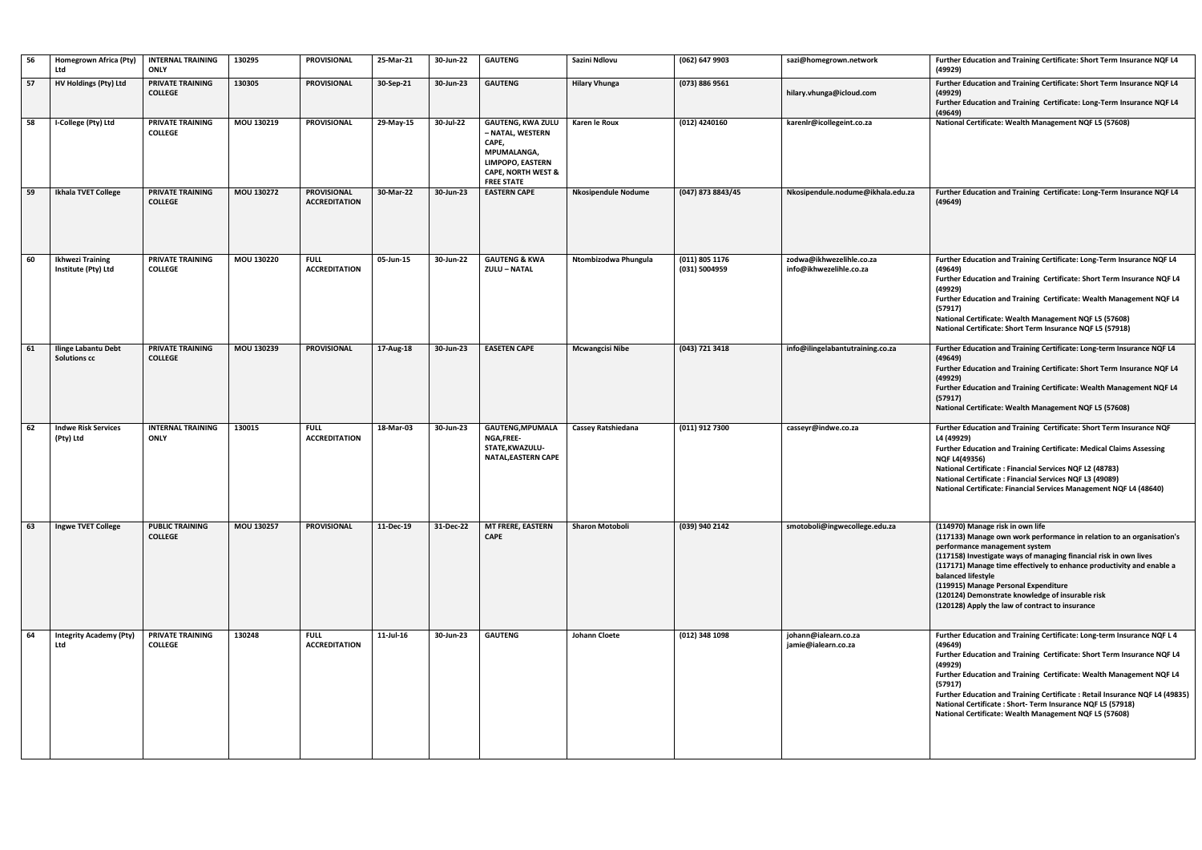| 56 | Homegrown Africa (Pty) Ltd | INTERNAL TRAINING ONLY | 130295 | PROVISIONAL | 25-Mar-21 | 30-Jun-22 | GAUTENG | Sazini Ndlovu | (062) 647 9903 | sazi@homegrown.network | Further Education and Training Certificate: Short Term Insurance NQF L4 (49929) |
|---|---|---|---|---|---|---|---|---|---|---|---|
| 57 | HV Holdings (Pty) Ltd | PRIVATE TRAINING COLLEGE | 130305 | PROVISIONAL | 30-Sep-21 | 30-Jun-23 | GAUTENG | Hilary Vhunga | (073) 886 9561 | hilary.vhunga@icloud.com | Further Education and Training Certificate: Short Term Insurance NQF L4 (49929)<br>Further Education and Training Certificate: Long-Term Insurance NQF L4 (49649) |
| 58 | I-College (Pty) Ltd | PRIVATE TRAINING COLLEGE | MOU 130219 | PROVISIONAL | 29-May-15 | 30-Jul-22 | GAUTENG, KWA ZULU – NATAL, WESTERN CAPE, MPUMALANGA, LIMPOPO, EASTERN CAPE, NORTH WEST & FREE STATE | Karen le Roux | (012) 4240160 | karenlr@icollegeint.co.za | National Certificate: Wealth Management NQF L5 (57608) |
| 59 | Ikhala TVET College | PRIVATE TRAINING COLLEGE | MOU 130272 | PROVISIONAL ACCREDITATION | 30-Mar-22 | 30-Jun-23 | EASTERN CAPE | Nkosipendule Nodume | (047) 873 8843/45 | Nkosipendule.nodume@ikhala.edu.za | Further Education and Training Certificate: Long-Term Insurance NQF L4 (49649) |
| 60 | Ikhwezi Training Institute (Pty) Ltd | PRIVATE TRAINING COLLEGE | MOU 130220 | FULL ACCREDITATION | 05-Jun-15 | 30-Jun-22 | GAUTENG & KWA ZULU – NATAL | Ntombizodwa Phungula | (011) 805 1176<br>(031) 5004959 | zodwa@ikhwezelihle.co.za<br>info@ikhwezelihle.co.za | Further Education and Training Certificate: Long-Term Insurance NQF L4 (49649)<br>Further Education and Training Certificate: Short Term Insurance NQF L4 (49929)<br>Further Education and Training Certificate: Wealth Management NQF L4 (57917)<br>National Certificate: Wealth Management NQF L5 (57608)<br>National Certificate: Short Term Insurance NQF L5 (57918) |
| 61 | Ilinge Labantu Debt Solutions cc | PRIVATE TRAINING COLLEGE | MOU 130239 | PROVISIONAL | 17-Aug-18 | 30-Jun-23 | EASETEN CAPE | Mcwangcisi Nibe | (043) 721 3418 | info@ilingelabantutraining.co.za | Further Education and Training Certificate: Long-term Insurance NQF L4 (49649)<br>Further Education and Training Certificate: Short Term Insurance NQF L4 (49929)<br>Further Education and Training Certificate: Wealth Management NQF L4 (57917)<br>National Certificate: Wealth Management NQF L5 (57608) |
| 62 | Indwe Risk Services (Pty) Ltd | INTERNAL TRAINING ONLY | 130015 | FULL ACCREDITATION | 18-Mar-03 | 30-Jun-23 | GAUTENG,MPUMALANGA,FREE-STATE,KWAZULU-NATAL,EASTERN CAPE | Cassey Ratshiedana | (011) 912 7300 | casseyr@indwe.co.za | Further Education and Training Certificate: Short Term Insurance NQF L4 (49929)<br>Further Education and Training Certificate: Medical Claims Assessing NQF L4(49356)<br>National Certificate : Financial Services NQF L2 (48783)<br>National Certificate : Financial Services NQF L3 (49089)<br>National Certificate: Financial Services Management NQF L4 (48640) |
| 63 | Ingwe TVET College | PUBLIC TRAINING COLLEGE | MOU 130257 | PROVISIONAL | 11-Dec-19 | 31-Dec-22 | MT FRERE, EASTERN CAPE | Sharon Motoboli | (039) 940 2142 | smotoboli@ingwecollege.edu.za | (114970) Manage risk in own life<br>(117133) Manage own work performance in relation to an organisation's performance management system<br>(117158) Investigate ways of managing financial risk in own lives<br>(117171) Manage time effectively to enhance productivity and enable a balanced lifestyle<br>(119915) Manage Personal Expenditure<br>(120124) Demonstrate knowledge of insurable risk<br>(120128) Apply the law of contract to insurance |
| 64 | Integrity Academy (Pty) Ltd | PRIVATE TRAINING COLLEGE | 130248 | FULL ACCREDITATION | 11-Jul-16 | 30-Jun-23 | GAUTENG | Johann Cloete | (012) 348 1098 | johann@ialearn.co.za<br>jamie@ialearn.co.za | Further Education and Training Certificate: Long-term Insurance NQF L 4 (49649)<br>Further Education and Training Certificate: Short Term Insurance NQF L4 (49929)<br>Further Education and Training Certificate: Wealth Management NQF L4 (57917)<br>Further Education and Training Certificate : Retail Insurance NQF L4 (49835)<br>National Certificate : Short- Term Insurance NQF L5 (57918)<br>National Certificate: Wealth Management NQF L5 (57608) |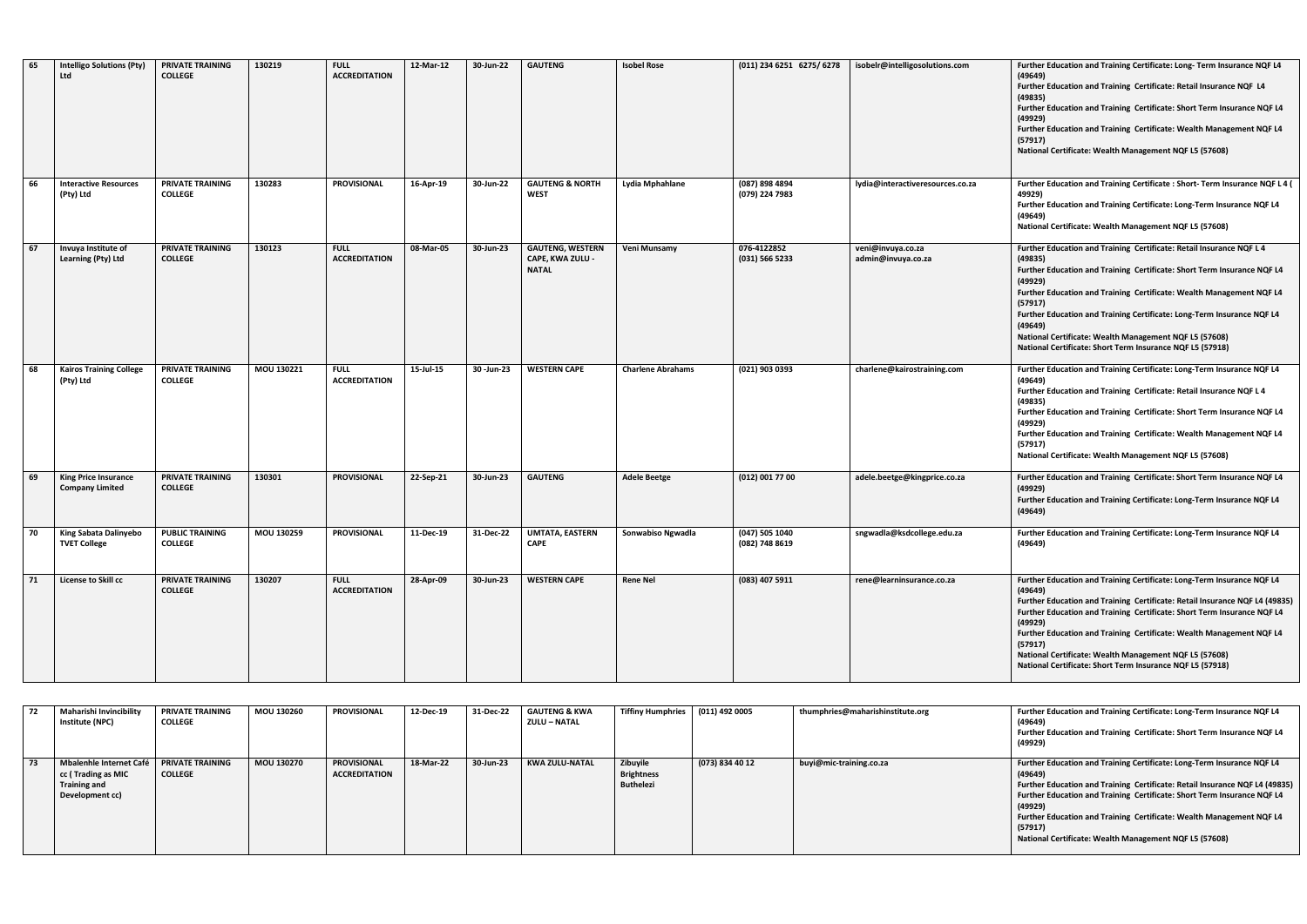| 65 | Intelligo Solutions (Pty) Ltd | PRIVATE TRAINING COLLEGE | 130219 | FULL ACCREDITATION | 12-Mar-12 | 30-Jun-22 | GAUTENG | Isobel Rose | (011) 234 6251 6275/ 6278 | isobelr@intelligosolutions.com | Further Education and Training Certificate: Long- Term Insurance NQF L4 (49649)<br>Further Education and Training Certificate: Retail Insurance NQF L4 (49835)<br>Further Education and Training Certificate: Short Term Insurance NQF L4 (49929)<br>Further Education and Training Certificate: Wealth Management NQF L4 (57917)<br>National Certificate: Wealth Management NQF L5 (57608) |
|---|---|---|---|---|---|---|---|---|---|---|---|
| 66 | Interactive Resources (Pty) Ltd | PRIVATE TRAINING COLLEGE | 130283 | PROVISIONAL | 16-Apr-19 | 30-Jun-22 | GAUTENG & NORTH WEST | Lydia Mphahlane | (087) 898 4894<br>(079) 224 7983 | lydia@interactiveresources.co.za | Further Education and Training Certificate : Short- Term Insurance NQF L 4 ( 49929)<br>Further Education and Training Certificate: Long-Term Insurance NQF L4 (49649)<br>National Certificate: Wealth Management NQF L5 (57608) |
| 67 | Invuya Institute of Learning (Pty) Ltd | PRIVATE TRAINING COLLEGE | 130123 | FULL ACCREDITATION | 08-Mar-05 | 30-Jun-23 | GAUTENG, WESTERN CAPE, KWA ZULU - NATAL | Veni Munsamy | 076-4122852<br>(031) 566 5233 | veni@invuya.co.za<br>admin@invuya.co.za | Further Education and Training Certificate: Retail Insurance NQF L 4 (49835)<br>Further Education and Training Certificate: Short Term Insurance NQF L4 (49929)<br>Further Education and Training Certificate: Wealth Management NQF L4 (57917)<br>Further Education and Training Certificate: Long-Term Insurance NQF L4 (49649)<br>National Certificate: Wealth Management NQF L5 (57608)<br>National Certificate: Short Term Insurance NQF L5 (57918) |
| 68 | Kairos Training College (Pty) Ltd | PRIVATE TRAINING COLLEGE | MOU 130221 | FULL ACCREDITATION | 15-Jul-15 | 30 -Jun-23 | WESTERN CAPE | Charlene Abrahams | (021) 903 0393 | charlene@kairostraining.com | Further Education and Training Certificate: Long-Term Insurance NQF L4 (49649)<br>Further Education and Training Certificate: Retail Insurance NQF L 4 (49835)<br>Further Education and Training Certificate: Short Term Insurance NQF L4 (49929)<br>Further Education and Training Certificate: Wealth Management NQF L4 (57917)<br>National Certificate: Wealth Management NQF L5 (57608) |
| 69 | King Price Insurance Company Limited | PRIVATE TRAINING COLLEGE | 130301 | PROVISIONAL | 22-Sep-21 | 30-Jun-23 | GAUTENG | Adele Beetge | (012) 001 77 00 | adele.beetge@kingprice.co.za | Further Education and Training Certificate: Short Term Insurance NQF L4 (49929)<br>Further Education and Training Certificate: Long-Term Insurance NQF L4 (49649) |
| 70 | King Sabata Dalinyebo TVET College | PUBLIC TRAINING COLLEGE | MOU 130259 | PROVISIONAL | 11-Dec-19 | 31-Dec-22 | UMTATA, EASTERN CAPE | Sonwabiso Ngwadla | (047) 505 1040<br>(082) 748 8619 | sngwadla@ksdcollege.edu.za | Further Education and Training Certificate: Long-Term Insurance NQF L4 (49649) |
| 71 | License to Skill cc | PRIVATE TRAINING COLLEGE | 130207 | FULL ACCREDITATION | 28-Apr-09 | 30-Jun-23 | WESTERN CAPE | Rene Nel | (083) 407 5911 | rene@learninsurance.co.za | Further Education and Training Certificate: Long-Term Insurance NQF L4 (49649)<br>Further Education and Training Certificate: Retail Insurance NQF L4 (49835)<br>Further Education and Training Certificate: Short Term Insurance NQF L4 (49929)<br>Further Education and Training Certificate: Wealth Management NQF L4 (57917)<br>National Certificate: Wealth Management NQF L5 (57608)<br>National Certificate: Short Term Insurance NQF L5 (57918) |
| 72 | Maharishi Invincibility Institute (NPC) | PRIVATE TRAINING COLLEGE | MOU 130260 | PROVISIONAL | 12-Dec-19 | 31-Dec-22 | GAUTENG & KWA ZULU – NATAL | Tiffiny Humphries | (011) 492 0005 | thumphries@maharishinstitute.org | Further Education and Training Certificate: Long-Term Insurance NQF L4 (49649)<br>Further Education and Training Certificate: Short Term Insurance NQF L4 (49929) |
| 73 | Mbalenhle Internet Café cc ( Trading as MIC Training and Development cc) | PRIVATE TRAINING COLLEGE | MOU 130270 | PROVISIONAL ACCREDITATION | 18-Mar-22 | 30-Jun-23 | KWA ZULU-NATAL | Zibuyile Brightness Buthelezi | (073) 834 40 12 | buyi@mic-training.co.za | Further Education and Training Certificate: Long-Term Insurance NQF L4 (49649)<br>Further Education and Training Certificate: Retail Insurance NQF L4 (49835)<br>Further Education and Training Certificate: Short Term Insurance NQF L4 (49929)<br>Further Education and Training Certificate: Wealth Management NQF L4 (57917)<br>National Certificate: Wealth Management NQF L5 (57608) |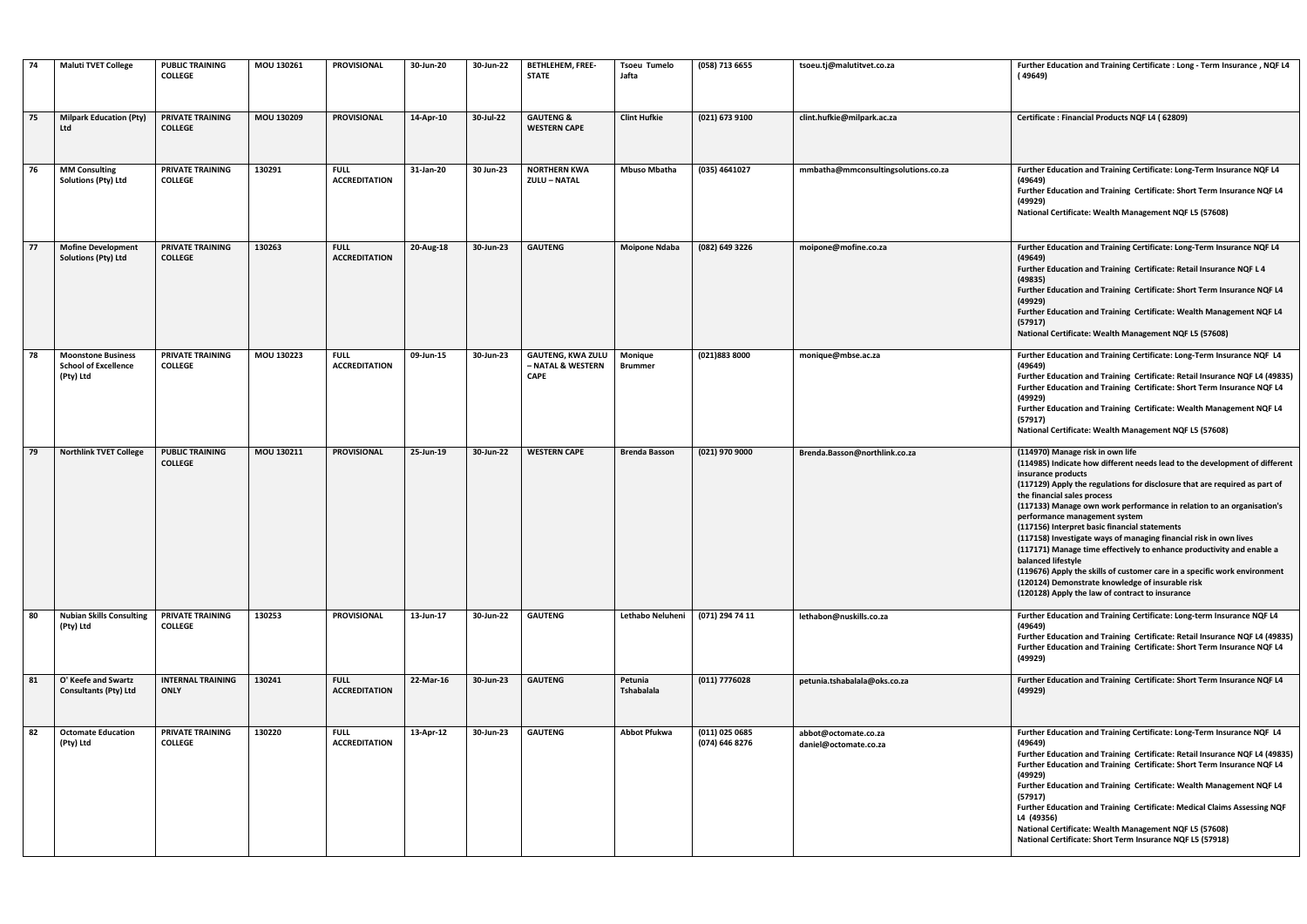| 74 | Maluti TVET College | PUBLIC TRAINING COLLEGE | MOU 130261 | PROVISIONAL | 30-Jun-20 | 30-Jun-22 | BETHLEHEM, FREE-STATE | Tsoeu Tumelo Jafta | (058) 713 6655 | tsoeu.tj@malutitvet.co.za | Further Education and Training Certificate : Long - Term Insurance , NQF L4 ( 49649) |
|---|---|---|---|---|---|---|---|---|---|---|---|
| 75 | Milpark Education (Pty) Ltd | PRIVATE TRAINING COLLEGE | MOU 130209 | PROVISIONAL | 14-Apr-10 | 30-Jul-22 | GAUTENG & WESTERN CAPE | Clint Hufkie | (021) 673 9100 | clint.hufkie@milpark.ac.za | Certificate : Financial Products NQF L4 ( 62809) |
| 76 | MM Consulting Solutions (Pty) Ltd | PRIVATE TRAINING COLLEGE | 130291 | FULL ACCREDITATION | 31-Jan-20 | 30 Jun-23 | NORTHERN KWA ZULU – NATAL | Mbuso Mbatha | (035) 4641027 | mmbatha@mmconsultingsolutions.co.za | Further Education and Training Certificate: Long-Term Insurance NQF L4 (49649)<br>Further Education and Training Certificate: Short Term Insurance NQF L4 (49929)<br>National Certificate: Wealth Management NQF L5 (57608) |
| 77 | Mofine Development Solutions (Pty) Ltd | PRIVATE TRAINING COLLEGE | 130263 | FULL ACCREDITATION | 20-Aug-18 | 30-Jun-23 | GAUTENG | Moipone Ndaba | (082) 649 3226 | moipone@mofine.co.za | Further Education and Training Certificate: Long-Term Insurance NQF L4 (49649)<br>Further Education and Training Certificate: Retail Insurance NQF L 4 (49835)<br>Further Education and Training Certificate: Short Term Insurance NQF L4 (49929)<br>Further Education and Training Certificate: Wealth Management NQF L4 (57917)<br>National Certificate: Wealth Management NQF L5 (57608) |
| 78 | Moonstone Business School of Excellence (Pty) Ltd | PRIVATE TRAINING COLLEGE | MOU 130223 | FULL ACCREDITATION | 09-Jun-15 | 30-Jun-23 | GAUTENG, KWA ZULU – NATAL & WESTERN CAPE | Monique Brummer | (021)883 8000 | monique@mbse.ac.za | Further Education and Training Certificate: Long-Term Insurance NQF L4 (49649)<br>Further Education and Training Certificate: Retail Insurance NQF L4 (49835)<br>Further Education and Training Certificate: Short Term Insurance NQF L4 (49929)<br>Further Education and Training Certificate: Wealth Management NQF L4 (57917)<br>National Certificate: Wealth Management NQF L5 (57608) |
| 79 | Northlink TVET College | PUBLIC TRAINING COLLEGE | MOU 130211 | PROVISIONAL | 25-Jun-19 | 30-Jun-22 | WESTERN CAPE | Brenda Basson | (021) 970 9000 | Brenda.Basson@northlink.co.za | (114970) Manage risk in own life<br>(114985) Indicate how different needs lead to the development of different insurance products<br>(117129) Apply the regulations for disclosure that are required as part of the financial sales process<br>(117133) Manage own work performance in relation to an organisation's performance management system<br>(117156) Interpret basic financial statements<br>(117158) Investigate ways of managing financial risk in own lives<br>(117171) Manage time effectively to enhance productivity and enable a balanced lifestyle<br>(119676) Apply the skills of customer care in a specific work environment<br>(120124) Demonstrate knowledge of insurable risk<br>(120128) Apply the law of contract to insurance |
| 80 | Nubian Skills Consulting (Pty) Ltd | PRIVATE TRAINING COLLEGE | 130253 | PROVISIONAL | 13-Jun-17 | 30-Jun-22 | GAUTENG | Lethabo Neluheni | (071) 294 74 11 | lethabon@nuskills.co.za | Further Education and Training Certificate: Long-term Insurance NQF L4 (49649)<br>Further Education and Training Certificate: Retail Insurance NQF L4 (49835)<br>Further Education and Training Certificate: Short Term Insurance NQF L4 (49929) |
| 81 | O' Keefe and Swartz Consultants (Pty) Ltd | INTERNAL TRAINING ONLY | 130241 | FULL ACCREDITATION | 22-Mar-16 | 30-Jun-23 | GAUTENG | Petunia Tshabalala | (011) 7776028 | petunia.tshabalala@oks.co.za | Further Education and Training Certificate: Short Term Insurance NQF L4 (49929) |
| 82 | Octomate Education (Pty) Ltd | PRIVATE TRAINING COLLEGE | 130220 | FULL ACCREDITATION | 13-Apr-12 | 30-Jun-23 | GAUTENG | Abbot Pfukwa | (011) 025 0685<br>(074) 646 8276 | abbot@octomate.co.za<br>daniel@octomate.co.za | Further Education and Training Certificate: Long-Term Insurance NQF L4 (49649)<br>Further Education and Training Certificate: Retail Insurance NQF L4 (49835)<br>Further Education and Training Certificate: Short Term Insurance NQF L4 (49929)<br>Further Education and Training Certificate: Wealth Management NQF L4 (57917)<br>Further Education and Training Certificate: Medical Claims Assessing NQF L4 (49356)<br>National Certificate: Wealth Management NQF L5 (57608)<br>National Certificate: Short Term Insurance NQF L5 (57918) |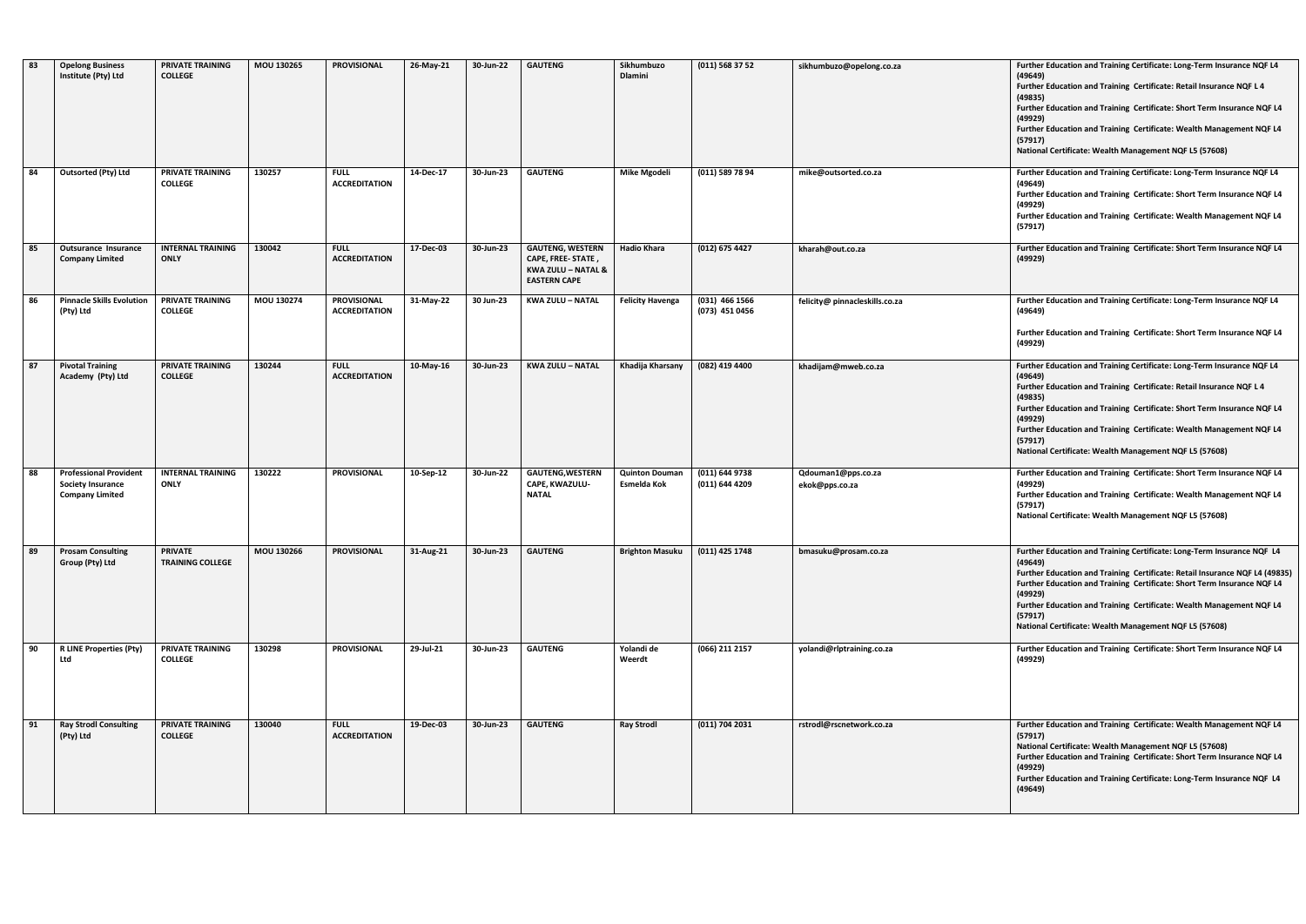| 83 | Opelong Business Institute (Pty) Ltd | PRIVATE TRAINING COLLEGE | MOU 130265 | PROVISIONAL | 26-May-21 | 30-Jun-22 | GAUTENG | Sikhumbuzo Dlamini | (011) 568 37 52 | sikhumbuzo@opelong.co.za | Further Education and Training Certificate: Long-Term Insurance NQF L4 (49649)<br>Further Education and Training Certificate: Retail Insurance NQF L 4 (49835)<br>Further Education and Training Certificate: Short Term Insurance NQF L4 (49929)<br>Further Education and Training Certificate: Wealth Management NQF L4 (57917)<br>National Certificate: Wealth Management NQF L5 (57608) |
|---|---|---|---|---|---|---|---|---|---|---|---|
| 84 | Outsorted (Pty) Ltd | PRIVATE TRAINING COLLEGE | 130257 | FULL ACCREDITATION | 14-Dec-17 | 30-Jun-23 | GAUTENG | Mike Mgodeli | (011) 589 78 94 | mike@outsorted.co.za | Further Education and Training Certificate: Long-Term Insurance NQF L4 (49649)<br>Further Education and Training Certificate: Short Term Insurance NQF L4 (49929)<br>Further Education and Training Certificate: Wealth Management NQF L4 (57917) |
| 85 | Outsurance Insurance Company Limited | INTERNAL TRAINING ONLY | 130042 | FULL ACCREDITATION | 17-Dec-03 | 30-Jun-23 | GAUTENG, WESTERN CAPE, FREE- STATE , KWA ZULU – NATAL & EASTERN CAPE | Hadio Khara | (012) 675 4427 | kharah@out.co.za | Further Education and Training Certificate: Short Term Insurance NQF L4 (49929) |
| 86 | Pinnacle Skills Evolution (Pty) Ltd | PRIVATE TRAINING COLLEGE | MOU 130274 | PROVISIONAL ACCREDITATION | 31-May-22 | 30 Jun-23 | KWA ZULU – NATAL | Felicity Havenga | (031) 466 1566<br>(073) 451 0456 | felicity@ pinnacleskills.co.za | Further Education and Training Certificate: Long-Term Insurance NQF L4 (49649)<br>Further Education and Training Certificate: Short Term Insurance NQF L4 (49929) |
| 87 | Pivotal Training Academy (Pty) Ltd | PRIVATE TRAINING COLLEGE | 130244 | FULL ACCREDITATION | 10-May-16 | 30-Jun-23 | KWA ZULU – NATAL | Khadija Kharsany | (082) 419 4400 | khadijam@mweb.co.za | Further Education and Training Certificate: Long-Term Insurance NQF L4 (49649)<br>Further Education and Training Certificate: Retail Insurance NQF L 4 (49835)<br>Further Education and Training Certificate: Short Term Insurance NQF L4 (49929)<br>Further Education and Training Certificate: Wealth Management NQF L4 (57917)<br>National Certificate: Wealth Management NQF L5 (57608) |
| 88 | Professional Provident Society Insurance Company Limited | INTERNAL TRAINING ONLY | 130222 | PROVISIONAL | 10-Sep-12 | 30-Jun-22 | GAUTENG,WESTERN CAPE, KWAZULU-NATAL | Quinton Douman<br>Esmelda Kok | (011) 644 9738<br>(011) 644 4209 | Qdouman1@pps.co.za<br>ekok@pps.co.za | Further Education and Training Certificate: Short Term Insurance NQF L4 (49929)<br>Further Education and Training Certificate: Wealth Management NQF L4 (57917)<br>National Certificate: Wealth Management NQF L5 (57608) |
| 89 | Prosam Consulting Group (Pty) Ltd | PRIVATE TRAINING COLLEGE | MOU 130266 | PROVISIONAL | 31-Aug-21 | 30-Jun-23 | GAUTENG | Brighton Masuku | (011) 425 1748 | bmasuku@prosam.co.za | Further Education and Training Certificate: Long-Term Insurance NQF L4 (49649)<br>Further Education and Training Certificate: Retail Insurance NQF L4 (49835)<br>Further Education and Training Certificate: Short Term Insurance NQF L4 (49929)<br>Further Education and Training Certificate: Wealth Management NQF L4 (57917)<br>National Certificate: Wealth Management NQF L5 (57608) |
| 90 | R LINE Properties (Pty) Ltd | PRIVATE TRAINING COLLEGE | 130298 | PROVISIONAL | 29-Jul-21 | 30-Jun-23 | GAUTENG | Yolandi de Weerdt | (066) 211 2157 | yolandi@rlptraining.co.za | Further Education and Training Certificate: Short Term Insurance NQF L4 (49929) |
| 91 | Ray Strodl Consulting (Pty) Ltd | PRIVATE TRAINING COLLEGE | 130040 | FULL ACCREDITATION | 19-Dec-03 | 30-Jun-23 | GAUTENG | Ray Strodl | (011) 704 2031 | rstrodl@rscnetwork.co.za | Further Education and Training Certificate: Wealth Management NQF L4 (57917)<br>National Certificate: Wealth Management NQF L5 (57608)<br>Further Education and Training Certificate: Short Term Insurance NQF L4 (49929)<br>Further Education and Training Certificate: Long-Term Insurance NQF L4 (49649) |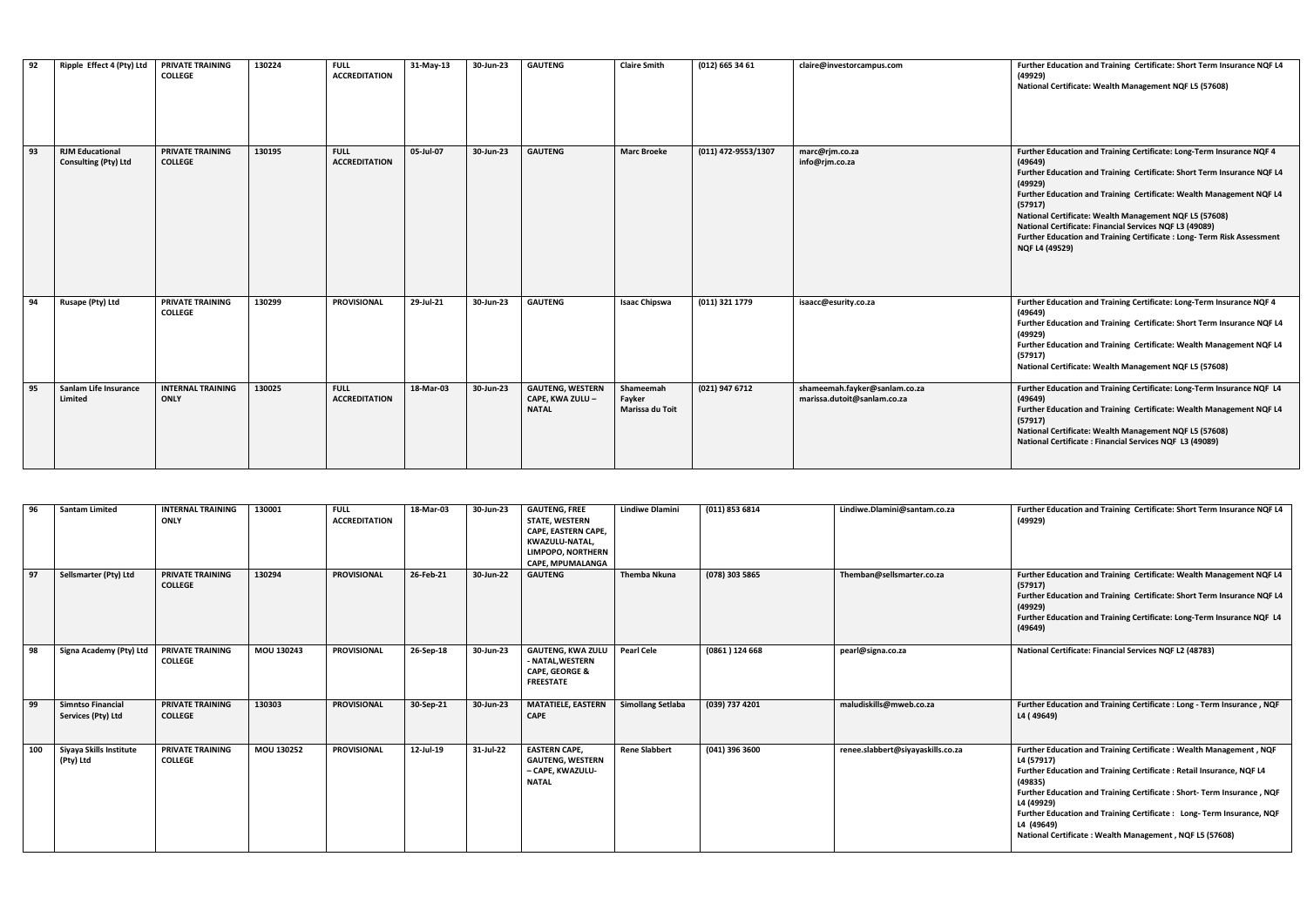| 92 | Ripple Effect 4 (Pty) Ltd | PRIVATE TRAINING COLLEGE | 130224 | FULL ACCREDITATION | 31-May-13 | 30-Jun-23 | GAUTENG | Claire Smith | (012) 665 34 61 | claire@investorcampus.com | Further Education and Training Certificate: Short Term Insurance NQF L4 (49929)<br>National Certificate: Wealth Management NQF L5 (57608) |
|---|---|---|---|---|---|---|---|---|---|---|---|
| 93 | RJM Educational Consulting (Pty) Ltd | PRIVATE TRAINING COLLEGE | 130195 | FULL ACCREDITATION | 05-Jul-07 | 30-Jun-23 | GAUTENG | Marc Broeke | (011) 472-9553/1307 | marc@rjm.co.za<br>info@rjm.co.za | Further Education and Training Certificate: Long-Term Insurance NQF 4 (49649)<br>Further Education and Training Certificate: Short Term Insurance NQF L4 (49929)<br>Further Education and Training Certificate: Wealth Management NQF L4 (57917)<br>National Certificate: Wealth Management NQF L5 (57608)<br>National Certificate: Financial Services NQF L3 (49089)<br>Further Education and Training Certificate : Long- Term Risk Assessment NQF L4 (49529) |
| 94 | Rusape (Pty) Ltd | PRIVATE TRAINING COLLEGE | 130299 | PROVISIONAL | 29-Jul-21 | 30-Jun-23 | GAUTENG | Isaac Chipswa | (011) 321 1779 | isaacc@esurity.co.za | Further Education and Training Certificate: Long-Term Insurance NQF 4 (49649)<br>Further Education and Training Certificate: Short Term Insurance NQF L4 (49929)<br>Further Education and Training Certificate: Wealth Management NQF L4 (57917)<br>National Certificate: Wealth Management NQF L5 (57608) |
| 95 | Sanlam Life Insurance Limited | INTERNAL TRAINING ONLY | 130025 | FULL ACCREDITATION | 18-Mar-03 | 30-Jun-23 | GAUTENG, WESTERN CAPE, KWA ZULU – NATAL | Shameemah Fayker<br>Marissa du Toit | (021) 947 6712 | shameemah.fayker@sanlam.co.za<br>marissa.dutoit@sanlam.co.za | Further Education and Training Certificate: Long-Term Insurance NQF L4 (49649)<br>Further Education and Training Certificate: Wealth Management NQF L4 (57917)<br>National Certificate: Wealth Management NQF L5 (57608)<br>National Certificate : Financial Services NQF L3 (49089) |
| 96 | Santam Limited | INTERNAL TRAINING ONLY | 130001 | FULL ACCREDITATION | 18-Mar-03 | 30-Jun-23 | GAUTENG, FREE STATE, WESTERN CAPE, EASTERN CAPE, KWAZULU-NATAL, LIMPOPO, NORTHERN CAPE, MPUMALANGA | Lindiwe Dlamini | (011) 853 6814 | Lindiwe.Dlamini@santam.co.za | Further Education and Training Certificate: Short Term Insurance NQF L4 (49929) |
| 97 | Sellsmarter (Pty) Ltd | PRIVATE TRAINING COLLEGE | 130294 | PROVISIONAL | 26-Feb-21 | 30-Jun-22 | GAUTENG | Themba Nkuna | (078) 303 5865 | Themban@sellsmarter.co.za | Further Education and Training Certificate: Wealth Management NQF L4 (57917)<br>Further Education and Training Certificate: Short Term Insurance NQF L4 (49929)<br>Further Education and Training Certificate: Long-Term Insurance NQF L4 (49649) |
| 98 | Signa Academy (Pty) Ltd | PRIVATE TRAINING COLLEGE | MOU 130243 | PROVISIONAL | 26-Sep-18 | 30-Jun-23 | GAUTENG, KWA ZULU - NATAL,WESTERN CAPE, GEORGE & FREESTATE | Pearl Cele | (0861 ) 124 668 | pearl@signa.co.za | National Certificate: Financial Services NQF L2 (48783) |
| 99 | Simntso Financial Services (Pty) Ltd | PRIVATE TRAINING COLLEGE | 130303 | PROVISIONAL | 30-Sep-21 | 30-Jun-23 | MATATIELE, EASTERN CAPE | Simollang Setlaba | (039) 737 4201 | maludiskills@mweb.co.za | Further Education and Training Certificate : Long - Term Insurance , NQF L4 ( 49649) |
| 100 | Siyaya Skills Institute (Pty) Ltd | PRIVATE TRAINING COLLEGE | MOU 130252 | PROVISIONAL | 12-Jul-19 | 31-Jul-22 | EASTERN CAPE, GAUTENG, WESTERN – CAPE, KWAZULU-NATAL | Rene Slabbert | (041) 396 3600 | renee.slabbert@siyayaskills.co.za | Further Education and Training Certificate : Wealth Management , NQF L4 (57917)<br>Further Education and Training Certificate : Retail Insurance, NQF L4 (49835)<br>Further Education and Training Certificate : Short- Term Insurance , NQF L4 (49929)<br>Further Education and Training Certificate : Long- Term Insurance, NQF L4 (49649)<br>National Certificate : Wealth Management , NQF L5 (57608) |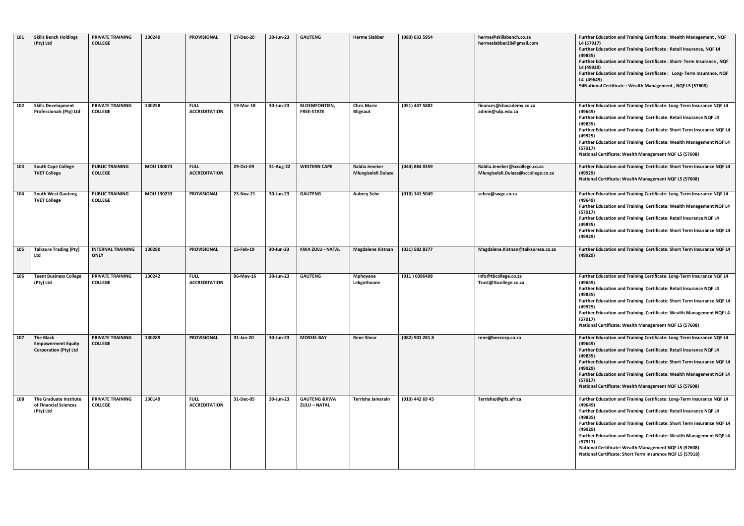| 101 | Skills Bench Holdings (Pty) Ltd | PRIVATE TRAINING COLLEGE | 130240 | PROVISIONAL | 17-Dec-20 | 30-Jun-23 | GAUTENG | Herme Slabber | (083) 633 5954 | herme@skillsbench.co.za<br>hermeslabber20@gmail.com | Further Education and Training Certificate : Wealth Management , NQF L4 (57917)<br>Further Education and Training Certificate : Retail Insurance, NQF L4 (49835)<br>Further Education and Training Certificate : Short- Term Insurance , NQF L4 (49929)<br>Further Education and Training Certificate : Long- Term Insurance, NQF L4 (49649)<br>94National Certificate : Wealth Management , NQF L5 (57608) |
|---|---|---|---|---|---|---|---|---|---|---|---|
| 102 | Skills Development Professionals (Pty) Ltd | PRIVATE TRAINING COLLEGE | 130258 | FULL ACCREDITATION | 19-Mar-18 | 30-Jun-23 | BLOEMFONTEIN, FREE-STATE | Chris Marie Blignaut | (051) 447 5882 | finances@cbacademy.co.za<br>admin@sdp.edu.za | Further Education and Training Certificate: Long-Term Insurance NQF L4 (49649)<br>Further Education and Training Certificate: Retail Insurance NQF L4 (49835)<br>Further Education and Training Certificate: Short Term Insurance NQF L4 (49929)<br>Further Education and Training Certificate: Wealth Management NQF L4 (57917)<br>National Certificate: Wealth Management NQF L5 (57608) |
| 103 | South Cape College TVET College | PUBLIC TRAINING COLLEGE | MOU 130073 | FULL ACCREDITATION | 29-Oct-09 | 31-Aug-22 | WESTERN CAPE | Raldia Jeneker<br>Mlungiseleli Dulaze | (044) 884 0359 | Raldia.Jeneker@sccollege.co.za<br>Mlungiseleli.Dulaze@sccollege.co.za | Further Education and Training Certificate: Short Term Insurance NQF L4 (49929)<br>National Certificate: Wealth Management NQF L5 (57608) |
| 104 | South West Gauteng TVET College | PUBLIC TRAINING COLLEGE | MOU 130233 | PROVISIONAL | 25-Nov-21 | 30-Jun-23 | GAUTENG | Aubrey Sebe | (010) 141 5049 | sebea@swgc.co.za | Further Education and Training Certificate: Long-Term Insurance NQF L4 (49649)<br>Further Education and Training Certificate: Wealth Management NQF L4 (57917)<br>Further Education and Training Certificate: Retail Insurance NQF L4 (49835)<br>Further Education and Training Certificate: Short Term Insurance NQF L4 (49929) |
| 105 | Talksure Trading (Pty) Ltd | INTERNAL TRAINING ONLY | 130280 | PROVISIONAL | 15-Feb-19 | 30-Jun-23 | KWA ZULU - NATAL | Magdalene Kistnan | (031) 582 8377 | Magdalene.Kistnan@talksuresa.co.za | Further Education and Training Certificate: Short Term Insurance NQF L4 (49929) |
| 106 | Teent Business College (Pty) Ltd | PRIVATE TRAINING COLLEGE | 130242 | FULL ACCREDITATION | 06-May-16 | 30-Jun-23 | GAUTENG | Mphoyane Lekgothoane | (011 ) 0396408 | info@tbcollege.co.za<br>Trust@tbcollege.co.za | Further Education and Training Certificate: Long-Term Insurance NQF L4 (49649)<br>Further Education and Training Certificate: Retail Insurance NQF L4 (49835)<br>Further Education and Training Certificate: Short Term Insurance NQF L4 (49929)<br>Further Education and Training Certificate: Wealth Management NQF L4 (57917)<br>National Certificate: Wealth Management NQF L5 (57608) |
| 107 | The Black Empowerment Equity Corporation (Pty) Ltd | PRIVATE TRAINING COLLEGE | 130289 | PROVISIONAL | 31-Jan-20 | 30-Jun-23 | MOSSEL BAY | Rene Shear | (082) 901 281 8 | rene@beecorp.co.za | Further Education and Training Certificate: Long-Term Insurance NQF L4 (49649)<br>Further Education and Training Certificate: Retail Insurance NQF L4 (49835)<br>Further Education and Training Certificate: Short Term Insurance NQF L4 (49929)<br>Further Education and Training Certificate: Wealth Management NQF L4 (57917)<br>National Certificate: Wealth Management NQF L5 (57608) |
| 108 | The Graduate Institute of Financial Sciences (Pty) Ltd | PRIVATE TRAINING COLLEGE | 130149 | FULL ACCREDITATION | 31-Dec-05 | 30-Jun-23 | GAUTENG &KWA ZULU – NATAL | Terrisha Jainarain | (010) 442 69 45 | TerrishaJ@gifs.africa | Further Education and Training Certificate: Long-Term Insurance NQF L4 (49649)<br>Further Education and Training Certificate: Retail Insurance NQF L4 (49835)<br>Further Education and Training Certificate: Short Term Insurance NQF L4 (49929)<br>Further Education and Training Certificate: Wealth Management NQF L4 (57917)<br>National Certificate: Wealth Management NQF L5 (57608)<br>National Certificate: Short Term Insurance NQF L5 (57918) |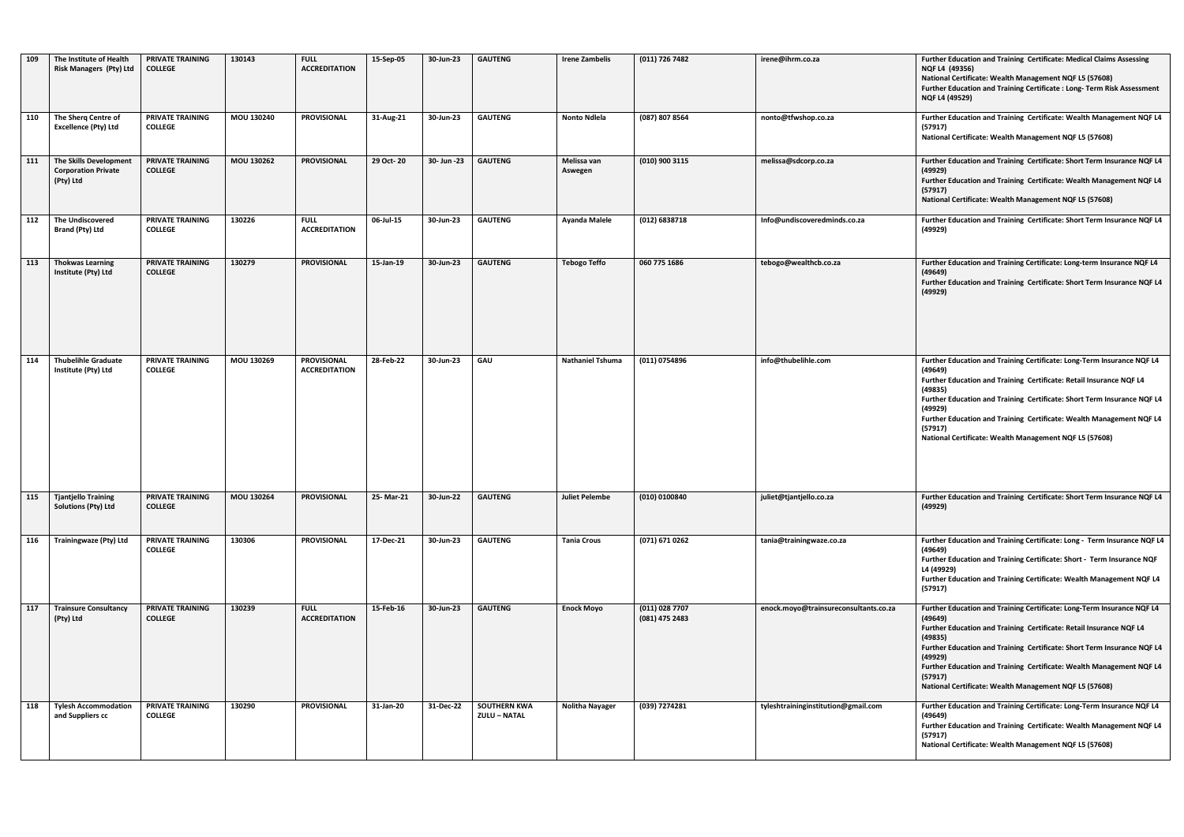| 109 | The Institute of Health Risk Managers (Pty) Ltd | PRIVATE TRAINING COLLEGE | 130143 | FULL ACCREDITATION | 15-Sep-05 | 30-Jun-23 | GAUTENG | Irene Zambelis | (011) 726 7482 | irene@ihrm.co.za | Further Education and Training Certificate: Medical Claims Assessing NQF L4 (49356)<br>National Certificate: Wealth Management NQF L5 (57608)<br>Further Education and Training Certificate : Long- Term Risk Assessment NQF L4 (49529) |
|---|---|---|---|---|---|---|---|---|---|---|---|
| 110 | The Sherq Centre of Excellence (Pty) Ltd | PRIVATE TRAINING COLLEGE | MOU 130240 | PROVISIONAL | 31-Aug-21 | 30-Jun-23 | GAUTENG | Nonto Ndlela | (087) 807 8564 | nonto@tfwshop.co.za | Further Education and Training Certificate: Wealth Management NQF L4 (57917)<br>National Certificate: Wealth Management NQF L5 (57608) |
| 111 | The Skills Development Corporation Private (Pty) Ltd | PRIVATE TRAINING COLLEGE | MOU 130262 | PROVISIONAL | 29 Oct- 20 | 30- Jun -23 | GAUTENG | Melissa van Aswegen | (010) 900 3115 | melissa@sdcorp.co.za | Further Education and Training Certificate: Short Term Insurance NQF L4 (49929)<br>Further Education and Training Certificate: Wealth Management NQF L4 (57917)<br>National Certificate: Wealth Management NQF L5 (57608) |
| 112 | The Undiscovered Brand (Pty) Ltd | PRIVATE TRAINING COLLEGE | 130226 | FULL ACCREDITATION | 06-Jul-15 | 30-Jun-23 | GAUTENG | Ayanda Malele | (012) 6838718 | Info@undiscoveredminds.co.za | Further Education and Training Certificate: Short Term Insurance NQF L4 (49929) |
| 113 | Thokwas Learning Institute (Pty) Ltd | PRIVATE TRAINING COLLEGE | 130279 | PROVISIONAL | 15-Jan-19 | 30-Jun-23 | GAUTENG | Tebogo Teffo | 060 775 1686 | tebogo@wealthcb.co.za | Further Education and Training Certificate: Long-term Insurance NQF L4 (49649)<br>Further Education and Training Certificate: Short Term Insurance NQF L4 (49929) |
| 114 | Thubelihle Graduate Institute (Pty) Ltd | PRIVATE TRAINING COLLEGE | MOU 130269 | PROVISIONAL ACCREDITATION | 28-Feb-22 | 30-Jun-23 | GAU | Nathaniel Tshuma | (011) 0754896 | info@thubelihle.com | Further Education and Training Certificate: Long-Term Insurance NQF L4 (49649)<br>Further Education and Training Certificate: Retail Insurance NQF L4 (49835)<br>Further Education and Training Certificate: Short Term Insurance NQF L4 (49929)<br>Further Education and Training Certificate: Wealth Management NQF L4 (57917)<br>National Certificate: Wealth Management NQF L5 (57608) |
| 115 | Tjantjello Training Solutions (Pty) Ltd | PRIVATE TRAINING COLLEGE | MOU 130264 | PROVISIONAL | 25- Mar-21 | 30-Jun-22 | GAUTENG | Juliet Pelembe | (010) 0100840 | juliet@tjantjello.co.za | Further Education and Training Certificate: Short Term Insurance NQF L4 (49929) |
| 116 | Trainingwaze (Pty) Ltd | PRIVATE TRAINING COLLEGE | 130306 | PROVISIONAL | 17-Dec-21 | 30-Jun-23 | GAUTENG | Tania Crous | (071) 671 0262 | tania@trainingwaze.co.za | Further Education and Training Certificate: Long - Term Insurance NQF L4 (49649)<br>Further Education and Training Certificate: Short - Term Insurance NQF L4 (49929)<br>Further Education and Training Certificate: Wealth Management NQF L4 (57917) |
| 117 | Trainsure Consultancy (Pty) Ltd | PRIVATE TRAINING COLLEGE | 130239 | FULL ACCREDITATION | 15-Feb-16 | 30-Jun-23 | GAUTENG | Enock Moyo | (011) 028 7707<br>(081) 475 2483 | enock.moyo@trainsureconsultants.co.za | Further Education and Training Certificate: Long-Term Insurance NQF L4 (49649)<br>Further Education and Training Certificate: Retail Insurance NQF L4 (49835)<br>Further Education and Training Certificate: Short Term Insurance NQF L4 (49929)<br>Further Education and Training Certificate: Wealth Management NQF L4 (57917)<br>National Certificate: Wealth Management NQF L5 (57608) |
| 118 | Tylesh Accommodation and Suppliers cc | PRIVATE TRAINING COLLEGE | 130290 | PROVISIONAL | 31-Jan-20 | 31-Dec-22 | SOUTHERN KWA ZULU – NATAL | Nolitha Nayager | (039) 7274281 | tyleshtraininginstitution@gmail.com | Further Education and Training Certificate: Long-Term Insurance NQF L4 (49649)<br>Further Education and Training Certificate: Wealth Management NQF L4 (57917)<br>National Certificate: Wealth Management NQF L5 (57608) |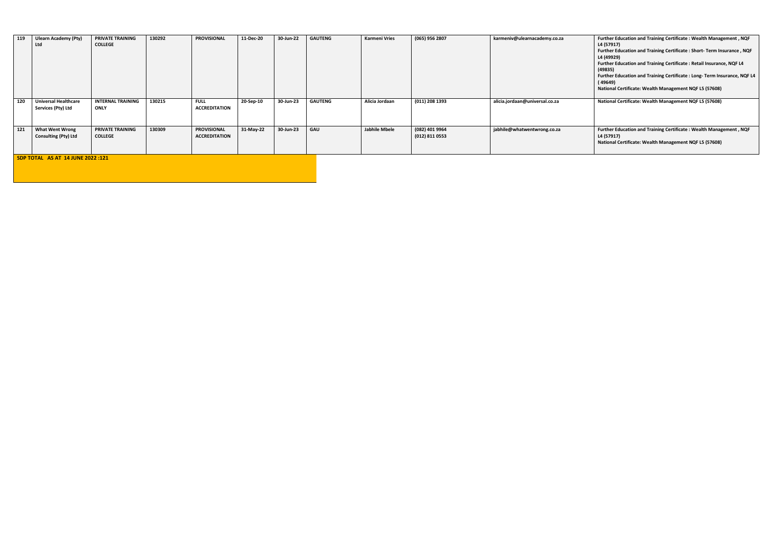| | | | | | | | | | | | |
|---|---|---|---|---|---|---|---|---|---|---|---|
| **119** | **Ulearn Academy (Pty) Ltd** | **PRIVATE TRAINING COLLEGE** | **130292** | **PROVISIONAL** | **11-Dec-20** | **30-Jun-22** | **GAUTENG** | **Karmeni Vries** | **(065) 956 2807** | **karmeniv@ulearnacademy.co.za** | **Further Education and Training Certificate : Wealth Management , NQF L4 (57917)**<br>**Further Education and Training Certificate : Short- Term Insurance , NQF L4 (49929)**<br>**Further Education and Training Certificate : Retail Insurance, NQF L4 (49835)**<br>**Further Education and Training Certificate : Long- Term Insurance, NQF L4 ( 49649)**<br>**National Certificate: Wealth Management NQF L5 (57608)** |
| **120** | **Universal Healthcare Services (Pty) Ltd** | **INTERNAL TRAINING ONLY** | **130215** | **FULL ACCREDITATION** | **20-Sep-10** | **30-Jun-23** | **GAUTENG** | **Alicia Jordaan** | **(011) 208 1393** | **alicia.jordaan@universal.co.za** | **National Certificate: Wealth Management NQF L5 (57608)** |
| **121** | **What Went Wrong Consulting (Pty) Ltd** | **PRIVATE TRAINING COLLEGE** | **130309** | **PROVISIONAL ACCREDITATION** | **31-May-22** | **30-Jun-23** | **GAU** | **Jabhile Mbele** | **(082) 401 9964**<br>**(012) 811 0553** | **jabhile@whatwentwrong.co.za** | **Further Education and Training Certificate : Wealth Management , NQF L4 (57917)**<br>**National Certificate: Wealth Management NQF L5 (57608)** |

**SDP TOTAL AS AT 14 JUNE 2022 :121**